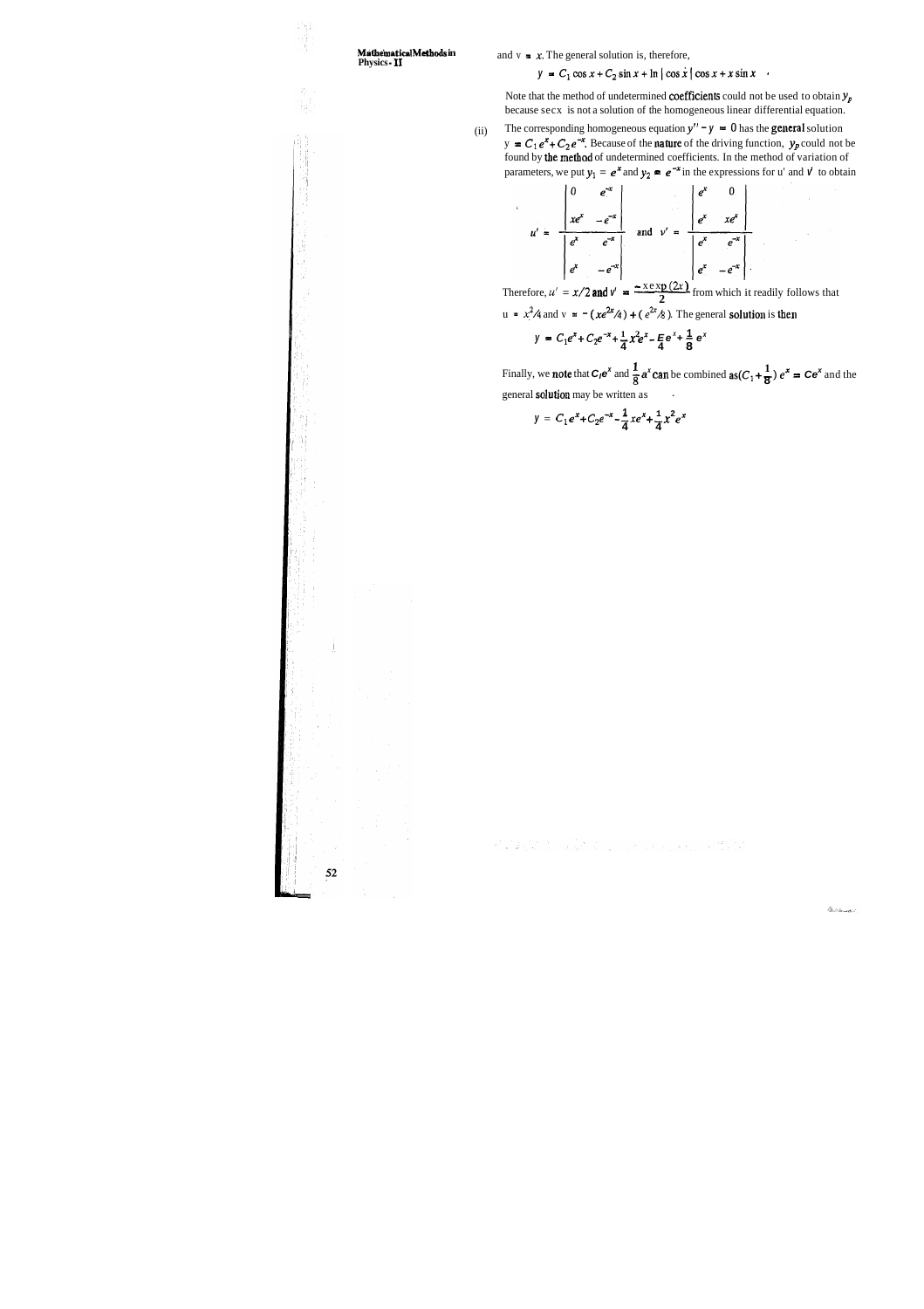and $v = x$. The general solution is, therefore,

$$y = C_1 \cos x + C_2 \sin x + \ln | \cos x | \cos x + x \sin x$$

Note that the method of undetermined coefficients could not be used to obtain $y_p$ because sec x is not a solution of the homogeneous linear differential equation.

(ii) The corresponding homogeneous equation $y'' - y = 0$ has the general solution $y = C_1 e^x + C_2 e^{-x}$. Because of the nature of the driving function, $y_p$ could not be found by the method of undetermined coefficients. In the method of variation of parameters, we put $y_1 = e^x$ and $y_2 = e^{-x}$ in the expressions for u' and v' to obtain

$$u' = \frac{\begin{vmatrix} 0 & e^{-x} \\ xe^x & -e^{-x} \end{vmatrix}}{\begin{vmatrix} e^x & e^{-x} \\ e^x & -e^{-x} \end{vmatrix}} \quad \text{and} \quad v' = \frac{\begin{vmatrix} e^x & 0 \\ e^x & xe^x \end{vmatrix}}{\begin{vmatrix} e^x & e^{-x} \\ e^x & -e^{-x} \end{vmatrix}}.$$

Therefore, $u' = x/2$ and $v' = \dfrac{-x\exp(2x)}{2}$ from which it readily follows that $u = x^2/4$ and $v = -(xe^{2x}/4) + (e^{2x}/8)$. The general solution is then

$$y = C_1 e^x + C_2 e^{-x} + \frac{1}{4} x^2 e^x - \frac{x}{4} e^x + \frac{1}{8} e^x$$

Finally, we note that $C_1 e^x$ and $\frac{1}{8} e^x$ can be combined as $(C_1 + \frac{1}{8})\, e^x = Ce^x$ and the general solution may be written as

$$y = C_1 e^x + C_2 e^{-x} - \frac{1}{4} xe^x + \frac{1}{4} x^2 e^x$$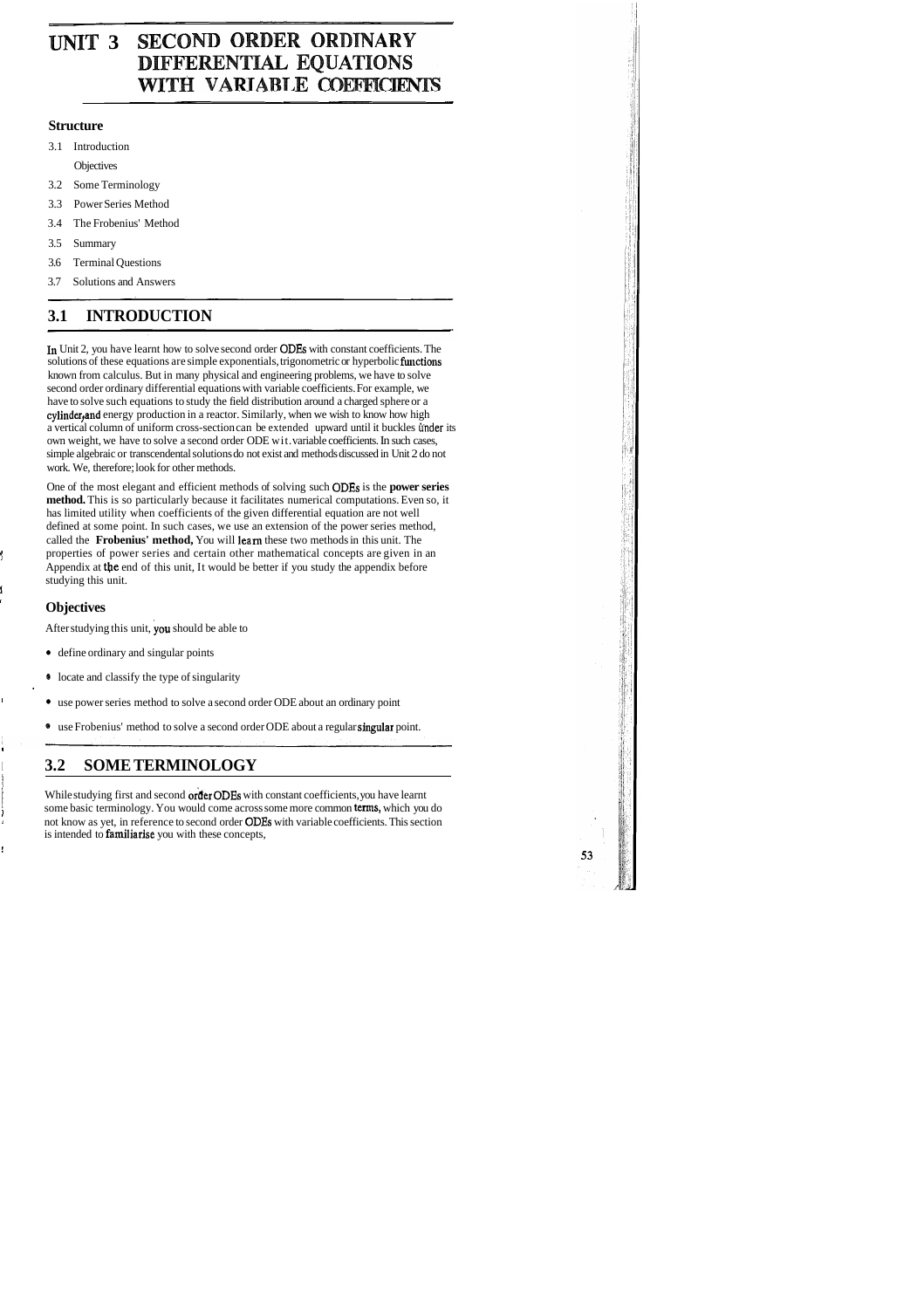# UNIT 3 SECOND ORDER ORDINARY DIFFERENTIAL EQUATIONS WITH VARIABLE COEFFICIENTS

### Structure

3.1 Introduction

  Objectives

3.2 Some Terminology

3.3 Power Series Method

3.4 The Frobenius' Method

3.5 Summary

3.6 Terminal Questions

3.7 Solutions and Answers

## 3.1 INTRODUCTION

In Unit 2, you have learnt how to solve second order ODEs with constant coefficients. The solutions of these equations are simple exponentials, trigonometric or hyperbolic functions known from calculus. But in many physical and engineering problems, we have to solve second order ordinary differential equations with variable coefficients. For example, we have to solve such equations to study the field distribution around a charged sphere or a cylinder, and energy production in a reactor. Similarly, when we wish to know how high a vertical column of uniform cross-section can be extended upward until it buckles under its own weight, we have to solve a second order ODE wit. variable coefficients. In such cases, simple algebraic or transcendental solutions do not exist and methods discussed in Unit 2 do not work. We, therefore, look for other methods.

One of the most elegant and efficient methods of solving such ODEs is the **power series method.** This is so particularly because it facilitates numerical computations. Even so, it has limited utility when coefficients of the given differential equation are not well defined at some point. In such cases, we use an extension of the power series method, called the **Frobenius' method,** You will learn these two methods in this unit. The properties of power series and certain other mathematical concepts are given in an Appendix at the end of this unit, It would be better if you study the appendix before studying this unit.

### Objectives

After studying this unit, you should be able to

- define ordinary and singular points
- locate and classify the type of singularity
- use power series method to solve a second order ODE about an ordinary point
- use Frobenius' method to solve a second order ODE about a regular singular point.

## 3.2 SOME TERMINOLOGY

While studying first and second order ODEs with constant coefficients, you have learnt some basic terminology. You would come across some more common terms, which you do not know as yet, in reference to second order ODEs with variable coefficients. This section is intended to familiarise you with these concepts,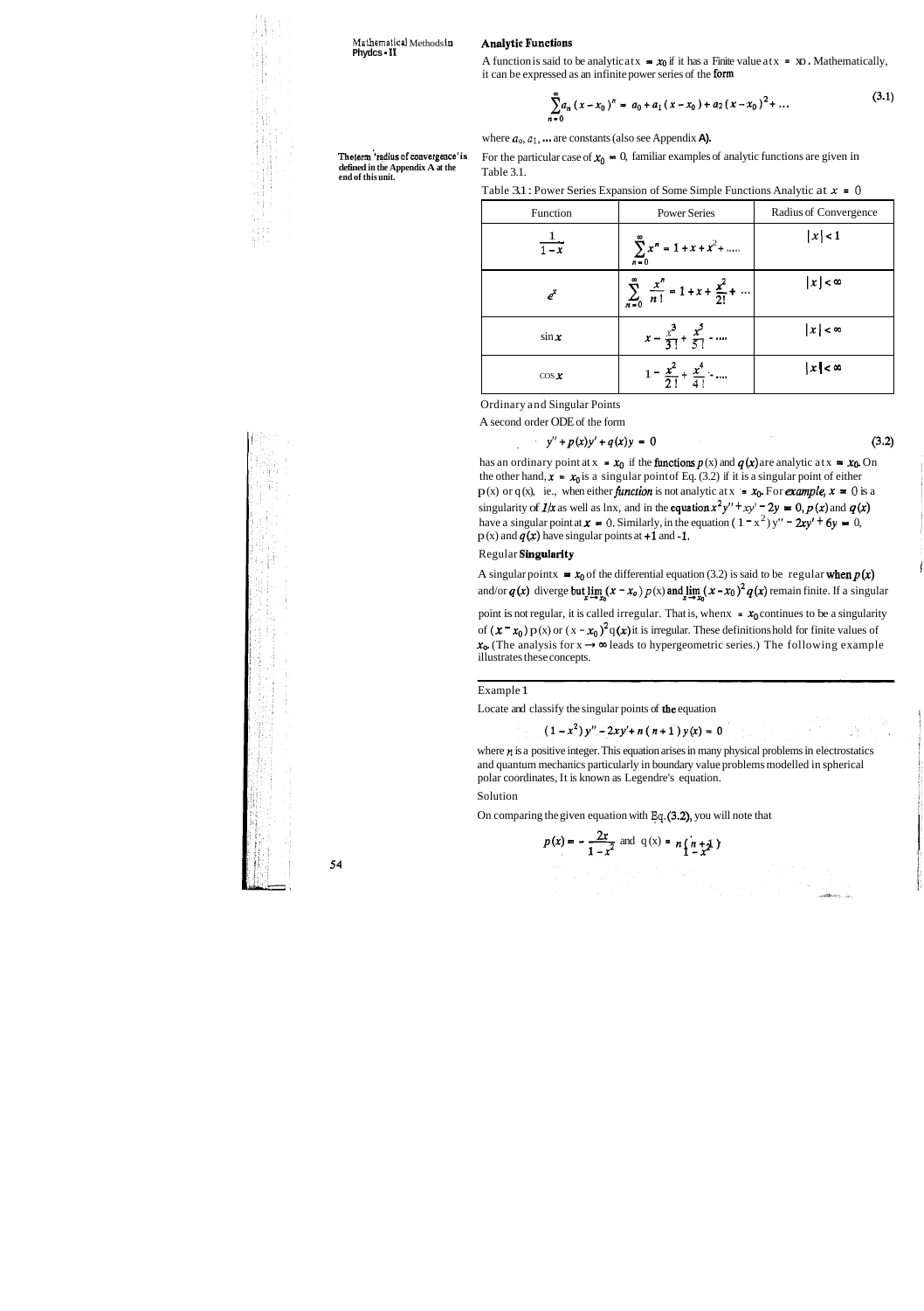## Analytic Functions

A function is said to be analytic at $x = x_0$ if it has a Finite value at $x = x_0$. Mathematically, it can be expressed as an infinite power series of the form

$$\sum_{n=0}^{\infty} a_n (x - x_0)^n = a_0 + a_1 (x - x_0) + a_2 (x - x_0)^2 + \dots \tag{3.1}$$

where $a_0, a_1, \dots$ are constants (also see Appendix **A).**

**The term 'radius of convergence' is defined in the Appendix A at the end of this unit.**

For the particular case of $x_0 = 0$, familiar examples of analytic functions are given in Table 3.1.

Table 3.1 : Power Series Expansion of Some Simple Functions Analytic at $x = 0$

| Function | Power Series | Radius of Convergence |
|---|---|---|
| $\frac{1}{1-x}$ | $\sum_{n=0}^{\infty} x^n = 1 + x + x^2 + \dots$ | $\lvert x \rvert < 1$ |
| $e^x$ | $\sum_{n=0}^{\infty} \frac{x^n}{n!} = 1 + x + \frac{x^2}{2!} + \dots$ | $\lvert x \rvert < \infty$ |
| $\sin x$ | $x - \frac{x^3}{3!} + \frac{x^5}{5!} - \dots$ | $\lvert x \rvert < \infty$ |
| $\cos x$ | $1 - \frac{x^2}{2!} + \frac{x^4}{4!} - \dots$ | $\lvert x \rvert < \infty$ |

### Ordinary and Singular Points

A second order ODE of the form

$$y'' + p(x)y' + q(x)y = 0 \tag{3.2}$$

has an ordinary point at $x = x_0$ if the functions $p(x)$ and $q(x)$ are analytic at $x = x_0$. On the other hand, $x = x_0$ is a singular point of Eq. (3.2) if it is a singular point of either $p(x)$ or $q(x)$, ie., when either function is not analytic at $x = x_0$. For example, $x = 0$ is a singularity of $1/x$ as well as $\ln x$, and in the equation $x^2y'' + xy' - 2y = 0$, $p(x)$ and $q(x)$ have a singular point at $x = 0$. Similarly, in the equation $(1 - x^2)y'' - 2xy' + 6y = 0$, $p(x)$ and $q(x)$ have singular points at $+1$ and $-1$.

### Regular Singularity

A singular point $x = x_0$ of the differential equation (3.2) is said to be regular when $p(x)$ and/or $q(x)$ diverge but $\lim_{x \to x_0} (x - x_0)\, p(x)$ and $\lim_{x \to x_0} (x - x_0)^2 q(x)$ remain finite. If a singular point is not regular, it is called irregular. That is, when $x = x_0$ continues to be a singularity of $(x - x_0)\, p(x)$ or $(x - x_0)^2 q(x)$ it is irregular. These definitions hold for finite values of $x_0$. (The analysis for $x \to \infty$ leads to hypergeometric series.) The following example illustrates these concepts.

---

### Example 1

Locate and classify the singular points of the equation

$$(1 - x^2)\, y'' - 2xy' + n\,(n + 1)\, y(x) = 0$$

where $n$ is a positive integer. This equation arises in many physical problems in electrostatics and quantum mechanics particularly in boundary value problems modelled in spherical polar coordinates, It is known as Legendre's equation.

### Solution

On comparing the given equation with Eq. (3.2), you will note that

$$p(x) = -\frac{2x}{1 - x^2} \text{ and } q(x) = \frac{n(n+1)}{1 - x^2}$$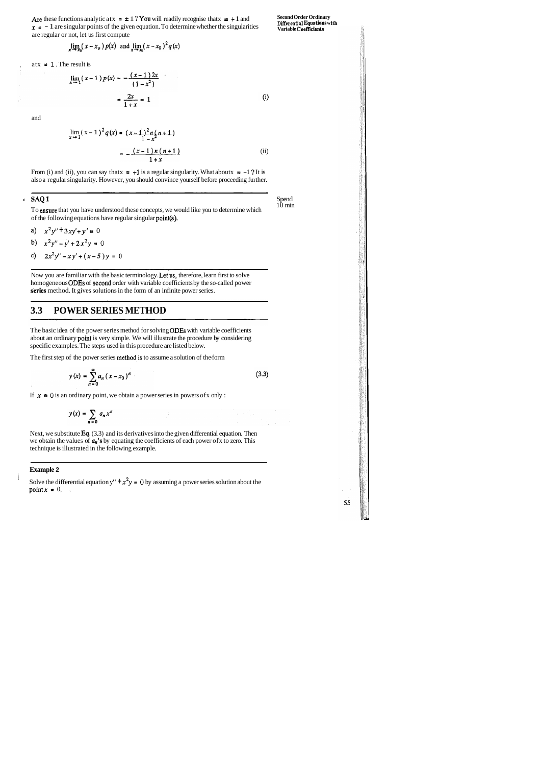Are these functions analytic at $x = \pm 1$ ? You will readily recognise that $x = +1$ and $x = -1$ are singular points of the given equation. To determine whether the singularities are regular or not, let us first compute

$$\lim_{x \to x_0} (x - x_0) p(x) \text{ and } \lim_{x \to x_0} (x - x_0)^2 q(x)$$

at $x = 1$. The result is

$$\lim_{x \to 1} (x-1) p(x) = -\frac{(x-1) 2x}{(1-x^2)}$$

$$= \frac{2x}{1+x} = 1 \tag{i}$$

and

$$\lim_{x \to 1} (x-1)^2 q(x) = \frac{(x-1)^2 n (n+1)}{1-x^2}$$

$$= -\frac{(x-1) n (n+1)}{1+x} \tag{ii}$$

From (i) and (ii), you can say that $x = +1$ is a regular singularity. What about $x = -1$ ? It is also a regular singularity. However, you should convince yourself before proceeding further.

**SAQ 1**

*Spend 10 min*

To ensure that you have understood these concepts, we would like you to determine which of the following equations have regular singular point(s).

a) $x^2 y'' + 3xy' + y' = 0$

b) $x^2 y'' - y' + 2x^2 y = 0$

c) $2x^2 y'' - xy' + (x-5) y = 0$

Now you are familiar with the basic terminology. Let us, therefore, learn first to solve homogeneous ODEs of second order with variable coefficients by the so-called power series method. It gives solutions in the form of an infinite power series.

## 3.3 POWER SERIES METHOD

The basic idea of the power series method for solving ODEs with variable coefficients about an ordinary point is very simple. We will illustrate the procedure by considering specific examples. The steps used in this procedure are listed below.

The first step of the power series method is to assume a solution of the form

$$y(x) = \sum_{n=0}^{\infty} a_n (x - x_0)^n \tag{3.3}$$

If $x = 0$ is an ordinary point, we obtain a power series in powers of $x$ only :

$$y(x) = \sum_{n=0} a_n x^n$$

Next, we substitute Eq. (3.3) and its derivatives into the given differential equation. Then we obtain the values of $a_n$'s by equating the coefficients of each power of $x$ to zero. This technique is illustrated in the following example.

**Example 2**

Solve the differential equation $y'' + x^2 y = 0$ by assuming a power series solution about the point $x = 0$.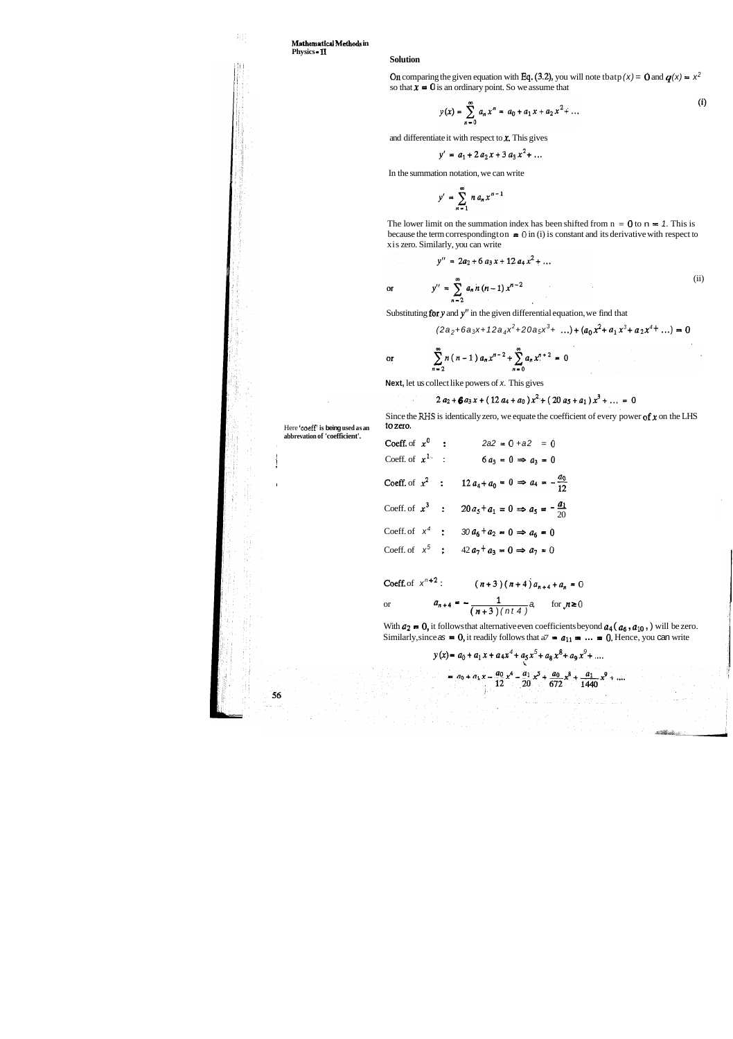### Solution

On comparing the given equation with Eq. (3.2), you will note that $p(x) = 0$ and $q(x) = x^2$ so that $x = 0$ is an ordinary point. So we assume that

$$y(x) = \sum_{n=0}^{\infty} a_n x^n = a_0 + a_1 x + a_2 x^2 + \ldots \tag{i}$$

and differentiate it with respect to $x$. This gives

$$y' = a_1 + 2a_2 x + 3a_3 x^2 + \ldots$$

In the summation notation, we can write

$$y' = \sum_{n=1}^{\infty} n a_n x^{n-1}$$

The lower limit on the summation index has been shifted from $n = 0$ to $n = 1$. This is because the term corresponding to $n = 0$ in (i) is constant and its derivative with respect to $x$ is zero. Similarly, you can write

$$y'' = 2a_2 + 6a_3 x + 12 a_4 x^2 + \ldots$$

or

$$y'' = \sum_{n=2}^{\infty} a_n n(n-1) x^{n-2} \tag{ii}$$

Substituting for $y$ and $y''$ in the given differential equation, we find that

$$(2a_2 + 6a_3 x + 12a_4 x^2 + 20a_5 x^3 + \ldots) + (a_0 x^2 + a_1 x^3 + a_2 x^4 + \ldots) = 0$$

or

$$\sum_{n=2}^{\infty} n(n-1) a_n x^{n-2} + \sum_{n=0}^{\infty} a_n x^{n+2} = 0$$

Next, let us collect like powers of $x$. This gives

$$2a_2 + 6a_3 x + (12a_4 + a_0)x^2 + (20a_5 + a_1)x^3 + \ldots = 0$$

Since the RHS is identically zero, we equate the coefficient of every power of $x$ on the LHS to zero.

Here 'coeff' is being used as an abbreviation of 'coefficient'.

Coeff. of $x^0$ : $\quad 2a_2 = 0 + a_2 = 0$

Coeff. of $x^1$ : $\quad 6a_3 = 0 \Rightarrow a_3 = 0$

Coeff. of $x^2$ : $\quad 12a_4 + a_0 = 0 \Rightarrow a_4 = -\dfrac{a_0}{12}$

Coeff. of $x^3$ : $\quad 20a_5 + a_1 = 0 \Rightarrow a_5 = -\dfrac{a_1}{20}$

Coeff. of $x^4$ : $\quad 30a_6 + a_2 = 0 \Rightarrow a_6 = 0$

Coeff. of $x^5$ : $\quad 42a_7 + a_3 = 0 \Rightarrow a_7 = 0$

Coeff. of $x^{n+2}$ : $\quad (n+3)(n+4)a_{n+4} + a_n = 0$

or

$$a_{n+4} = -\frac{1}{(n+3)(n+4)} a_n \qquad \text{for } n \geq 0$$

With $a_2 = 0$, it follows that alternative even coefficients beyond $a_4$ ($a_6, a_{10}$, ) will be zero. Similarly, since $a_3 = 0$, it readily follows that $a_7 = a_{11} = \ldots = 0$. Hence, you can write

$$y(x) = a_0 + a_1 x + a_4 x^4 + a_5 x^5 + a_8 x^8 + a_9 x^9 + \ldots$$

$$= a_0 + a_1 x - \frac{a_0}{12} x^4 - \frac{a_1}{20} x^5 + \frac{a_0}{672} x^8 + \frac{a_1}{1440} x^9 + \ldots$$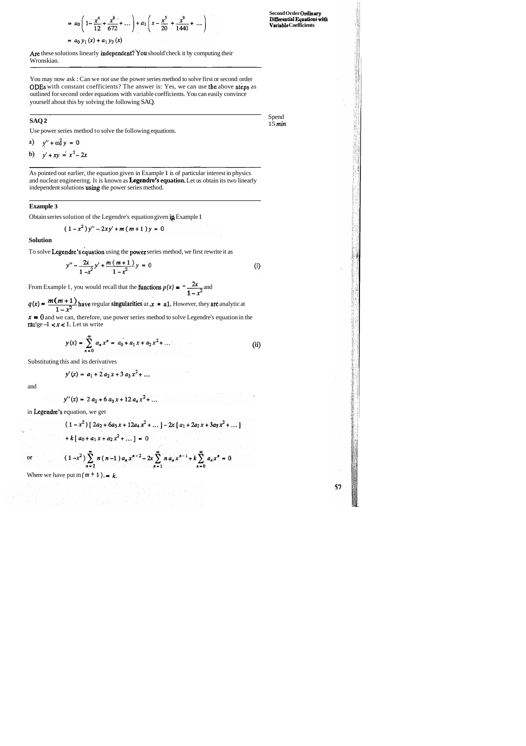$$= a_0\left(1-\frac{x^4}{12}+\frac{x^8}{672}+\dots\right)+a_1\left(x-\frac{x^5}{20}+\frac{x^9}{1440}+\dots\right)$$

$$= a_0\, y_1(x) + a_1\, y_2(x)$$

Are these solutions linearly independent? You should check it by computing their Wronskian.

---

You may now ask : Can we not use the power series method to solve first or second order ODEs with constant coefficients? The answer is: Yes, we can use the above steps as outlined for second order equations with variable coefficients. You can easily convince yourself about this by solving the following SAQ.

---

**SAQ 2**

Spend 15 *min*

Use power series method to solve the following equations.

a) $y'' + \omega_0^2 y = 0$

b) $y' + xy = x^2 - 2x$

---

As pointed out earlier, the equation given in Example 1 is of particular interest in physics and nuclear engineering. It is known as **Legendre's equation.** Let us obtain its two linearly independent solutions using the power series method.

---

**Example 3**

Obtain series solution of the Legendre's equation given in Example 1

$$(1-x^2)\,y'' - 2xy' + m(m+1)\,y = 0$$

**Solution**

To solve Legendre's equation using the power series method, we first rewrite it as

$$y'' - \frac{2x}{1-x^2}y' + \frac{m(m+1)}{1-x^2}y = 0 \qquad \text{(i)}$$

From Example 1, you would recall that the functions $p(x) = -\dfrac{2x}{1-x^2}$ and $q(x) = \dfrac{m(m+1)}{1-x^2}$ have regular singularities at $x = \pm 1$. However, they are analytic at $x = 0$ and we can, therefore, use power series method to solve Legendre's equation in the range $-1 < x < 1$. Let us write

$$y(x) = \sum_{n=0}^{\infty} a_n x^n = a_0 + a_1 x + a_2 x^2 + \dots \qquad \text{(ii)}$$

Substituting this and its derivatives

$$y'(x) = a_1 + 2a_2 x + 3a_3 x^2 + \dots$$

and

$$y''(x) = 2a_2 + 6a_3 x + 12a_4 x^2 + \dots$$

in Legendre's equation, we get

$$(1-x^2)\left[2a_2 + 6a_3 x + 12a_4 x^2 + \dots\right] - 2x\left[a_1 + 2a_2 x + 3a_3 x^2 + \dots\right]$$

$$+ k\left[a_0 + a_1 x + a_2 x^2 + \dots\right] = 0$$

or

$$(1-x^2)\sum_{n=2}^{\infty} n(n-1)\,a_n x^{n-2} - 2x\sum_{n=1}^{\infty} n\,a_n x^{n-1} + k\sum_{n=0}^{\infty} a_n x^n = 0$$

Where we have put $m(m+1) = k$.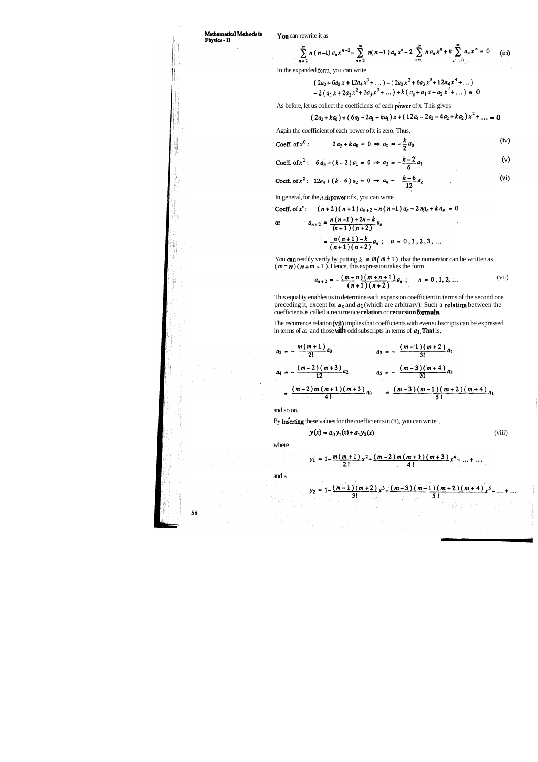You can rewrite it as

$$\sum_{n=2}^{\infty} n(n-1)\,a_n x^{n-2} - \sum_{n=2}^{\infty} n(n-1)\,a_n x^n - 2\sum_{n=1}^{\infty} n\,a_n x^n + k\sum_{n=0}^{\infty} a_n x^n = 0 \qquad \text{(iii)}$$

In the expanded form, you can write

$$(2a_2 + 6a_3 x + 12a_4 x^2 + \dots) - (2a_2 x^2 + 6a_3 x^3 + 12a_4 x^4 + \dots)$$
$$- 2(a_1 x + 2a_2 x^2 + 3a_3 x^3 + \dots) + k(a_0 + a_1 x + a_2 x^2 + \dots) = 0$$

As before, let us collect the coefficients of each power of x. This gives

$$(2a_2 + ka_0) + (6a_3 - 2a_1 + ka_1)\,x + (12a_4 - 2a_2 - 4a_2 + ka_2)\,x^2 + \dots = 0$$

Again the coefficient of each power of x is zero. Thus,

$$\text{Coeff. of } x^0: \quad 2a_2 + k\,a_0 = 0 \Rightarrow a_2 = -\frac{k}{2}a_0 \qquad \text{(iv)}$$

$$\text{Coeff. of } x^1: \quad 6a_3 + (k-2)\,a_1 = 0 \Rightarrow a_3 = -\frac{k-2}{6}a_1 \qquad \text{(v)}$$

$$\text{Coeff. of } x^2: \quad 12a_4 + (k-6)\,a_2 = 0 \Rightarrow a_4 = -\frac{k-6}{12}a_2 \qquad \text{(vi)}$$

In general, for the $n$ th power of x, you can write

$$\text{Coeff. of } x^n: \quad (n+2)(n+1)\,a_{n+2} - n(n-1)\,a_n - 2na_n + k\,a_n = 0$$

or
$$a_{n+2} = \frac{n(n-1) + 2n - k}{(n+1)(n+2)}\,a_n$$

$$= \frac{n(n+1) - k}{(n+1)(n+2)}\,a_n\,; \quad n = 0, 1, 2, 3, \dots$$

You can readily verify by putting $k = m(m+1)$ that the numerator can be written as $(m-n)(n+m+1)$. Hence, this expression takes the form

$$a_{n+2} = -\frac{(m-n)(m+n+1)}{(n+1)(n+2)}\,a_n\,; \quad n = 0, 1, 2, \dots \qquad \text{(vii)}$$

This equality enables us to determine each expansion coefficient in terms of the second one preceding it, except for $a_0$ and $a_1$ (which are arbitrary). Such a relation between the coefficients is called a recurrence **relation** or **recursion formula**.

The recurrence relation (vii) implies that coefficients with even subscripts can be expressed in terms of $a_0$ and those with odd subscripts in terms of $a_1$. That is,

$$a_2 = -\frac{m(m+1)}{2!}\,a_0 \qquad\qquad a_3 = -\frac{(m-1)(m+2)}{3!}\,a_1$$

$$a_4 = -\frac{(m-2)(m+3)}{12}\,a_2 \qquad\qquad a_5 = -\frac{(m-3)(m+4)}{20}\,a_3$$

$$= \frac{(m-2)\,m\,(m+1)(m+3)}{4!}\,a_0 \qquad\qquad = \frac{(m-3)(m-1)(m+2)(m+4)}{5!}\,a_1$$

and so on.

By inserting these values for the coefficients in (ii), you can write

$$y(x) = a_0 y_1(x) + a_1 y_2(x) \qquad \text{(viii)}$$

where

$$y_1 = 1 - \frac{m(m+1)}{2!}x^2 + \frac{(m-2)\,m\,(m+1)(m+3)}{4!}x^4 - \dots + \dots$$

and

$$y_2 = 1 - \frac{(m-1)(m+2)}{3!}x^3 + \frac{(m-3)(m-1)(m+2)(m+4)}{5!}x^5 - \dots + \dots$$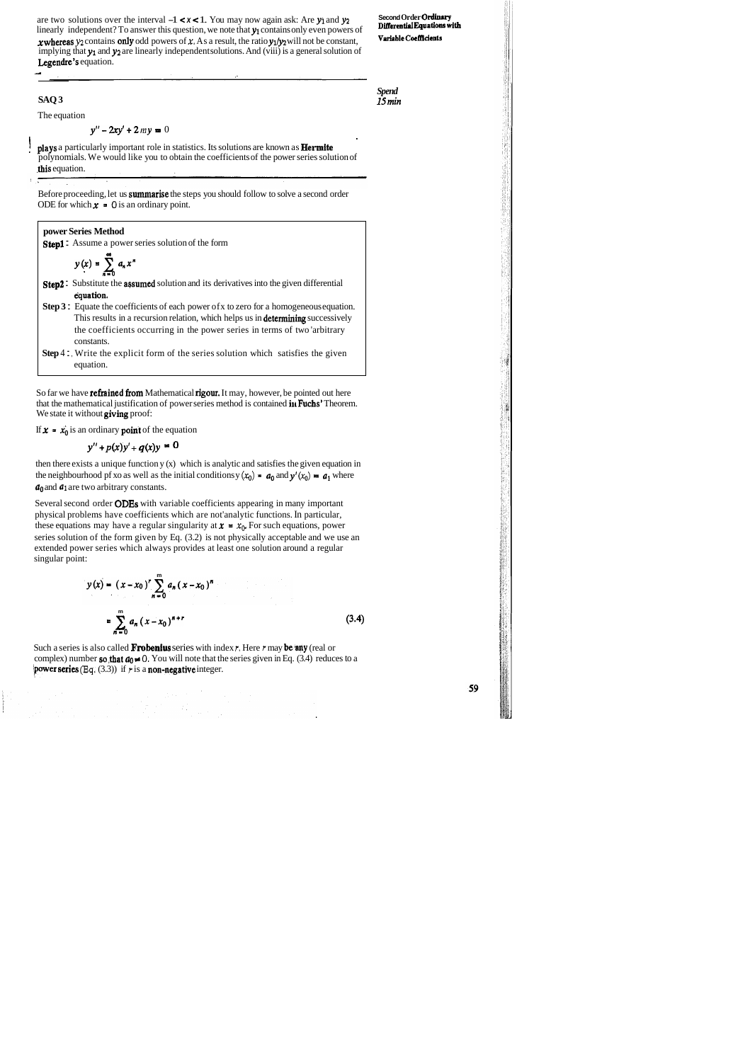are two solutions over the interval $-1 < x < 1$. You may now again ask: Are $y_1$ and $y_2$ linearly independent? To answer this question, we note that $y_1$ contains only even powers of $x$ whereas $y_2$ contains only odd powers of $x$. As a result, the ratio $y_1/y_2$ will not be constant, implying that $y_1$ and $y_2$ are linearly independent solutions. And (viii) is a general solution of **Legendre's** equation.

---

**SAQ 3**

*Spend 15 min*

The equation

$$y'' - 2xy' + 2my = 0$$

plays a particularly important role in statistics. Its solutions are known as **Hermite** polynomials. We would like you to obtain the coefficients of the power series solution of this equation.

---

Before proceeding, let us summarise the steps you should follow to solve a second order ODE for which $x = 0$ is an ordinary point.

**power Series Method**

**Step1 :** Assume a power series solution of the form

$$y(x) = \sum_{n=0}^{\infty} a_n x^n$$

**Step2 :** Substitute the assumed solution and its derivatives into the given differential equation.

**Step 3 :** Equate the coefficients of each power of x to zero for a homogeneous equation. This results in a recursion relation, which helps us in determining successively the coefficients occurring in the power series in terms of two arbitrary constants.

**Step 4 :** Write the explicit form of the series solution which satisfies the given equation.

So far we have refrained from Mathematical rigour. It may, however, be pointed out here that the mathematical justification of power series method is contained in Fuchs' Theorem. We state it without giving proof:

If $x = x_0$ is an ordinary point of the equation

$$y'' + p(x)y' + q(x)y = 0$$

then there exists a unique function y (x) which is analytic and satisfies the given equation in the neighbourhood pf xo as well as the initial conditions $y(x_0) = a_0$ and $y'(x_0) = a_1$ where $a_0$ and $a_1$ are two arbitrary constants.

Several second order ODEs with variable coefficients appearing in many important physical problems have coefficients which are not analytic functions. In particular, these equations may have a regular singularity at $x = x_0$. For such equations, power series solution of the form given by Eq. (3.2) is not physically acceptable and we use an extended power series which always provides at least one solution around a regular singular point:

$$y(x) = (x - x_0)^r \sum_{n=0}^{m} a_n (x - x_0)^n$$

$$= \sum_{n=0}^{m} a_n (x - x_0)^{n+r} \tag{3.4}$$

Such a series is also called **Frobenius** series with index $r$. Here $r$ may be any (real or complex) number so that $a_0 \neq 0$. You will note that the series given in Eq. (3.4) reduces to a power series (Eq. (3.3)) if $r$ is a non-negative integer.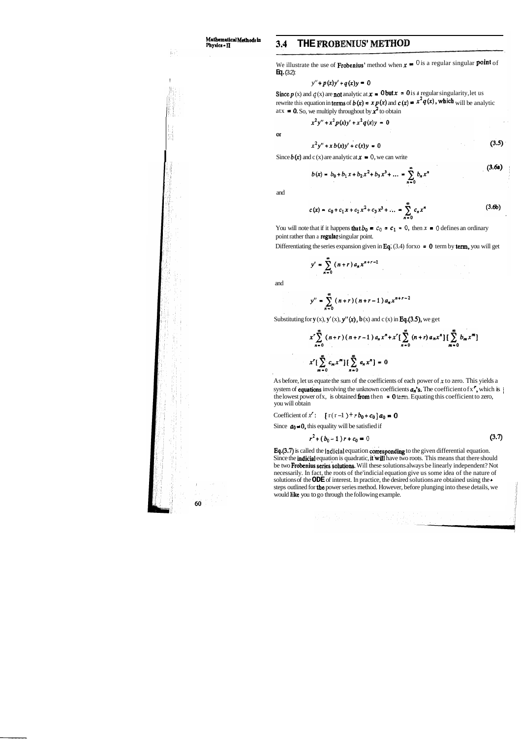## 3.4 THE FROBENIUS' METHOD

We illustrate the use of Frobenius' method when $x = 0$ is a regular singular point of Eq. (3.2):

$$y'' + p(x)y' + q(x)y = 0$$

Since $p(x)$ and $q(x)$ are not analytic at $x = 0$ but $x = 0$ is a regular singularity, let us rewrite this equation in terms of $b(x) = x\,p(x)$ and $c(x) = x^2 q(x)$, which will be analytic at $x = 0$. So, we multiply throughout by $x^2$ to obtain

$$x^2 y'' + x^2 p(x)y' + x^2 q(x)y = 0$$

or

$$x^2 y'' + x\,b(x)y' + c(x)y = 0 \tag{3.5}$$

Since $b(x)$ and $c(x)$ are analytic at $x = 0$, we can write

$$b(x) = b_0 + b_1 x + b_2 x^2 + b_3 x^3 + \dots = \sum_{n=0}^{\infty} b_n x^n \tag{3.6a}$$

and

$$c(x) = c_0 + c_1 x + c_2 x^2 + c_3 x^3 + \dots = \sum_{n=0}^{\infty} c_n x^n \tag{3.6b}$$

You will note that if it happens that $b_0 = c_0 = c_1 = 0$, then $x = 0$ defines an ordinary point rather than a regular singular point.

Differentiating the series expansion given in Eq. (3.4) for $x_0 = 0$ term by term, you will get

$$y' = \sum_{n=0}^{\infty} (n+r)\,a_n x^{n+r-1}$$

and

$$y'' = \sum_{n=0}^{\infty} (n+r)(n+r-1)\,a_n x^{n+r-2}$$

Substituting for $y(x)$, $y'(x)$, $y''(x)$, $b(x)$ and $c(x)$ in Eq.(3.5), we get

$$x^r \sum_{n=0}^{\infty} (n+r)(n+r-1)\,a_n x^n + x^r \left[\sum_{n=0}^{\infty} (n+r)\,a_n x^n\right]\left[\sum_{m=0}^{\infty} b_m x^m\right]$$

$$x^r \left[\sum_{m=0}^{\infty} c_m x^m\right]\left[\sum_{n=0}^{\infty} a_n x^n\right] = 0$$

As before, let us equate the sum of the coefficients of each power of $x$ to zero. This yields a system of equations involving the unknown coefficients $a_n$'s. The coefficient of $x^r$, which is the lowest power of $x$, is obtained from the $n = 0$ term. Equating this coefficient to zero, you will obtain

Coefficient of $x^r$: $\quad [\,r(r-1) + r\,b_0 + c_0\,]\,a_0 = 0$

Since $a_0 \neq 0$, this equality will be satisfied if

$$r^2 + (b_0 - 1)\,r + c_0 = 0 \tag{3.7}$$

Eq.(3.7) is called the indicial equation corresponding to the given differential equation. Since the indicial equation is quadratic, it will have two roots. This means that there should be two Frobenius series solutions. Will these solutions always be linearly independent? Not necessarily. In fact, the roots of the indicial equation give us some idea of the nature of solutions of the ODE of interest. In practice, the desired solutions are obtained using the steps outlined for the power series method. However, before plunging into these details, we would like you to go through the following example.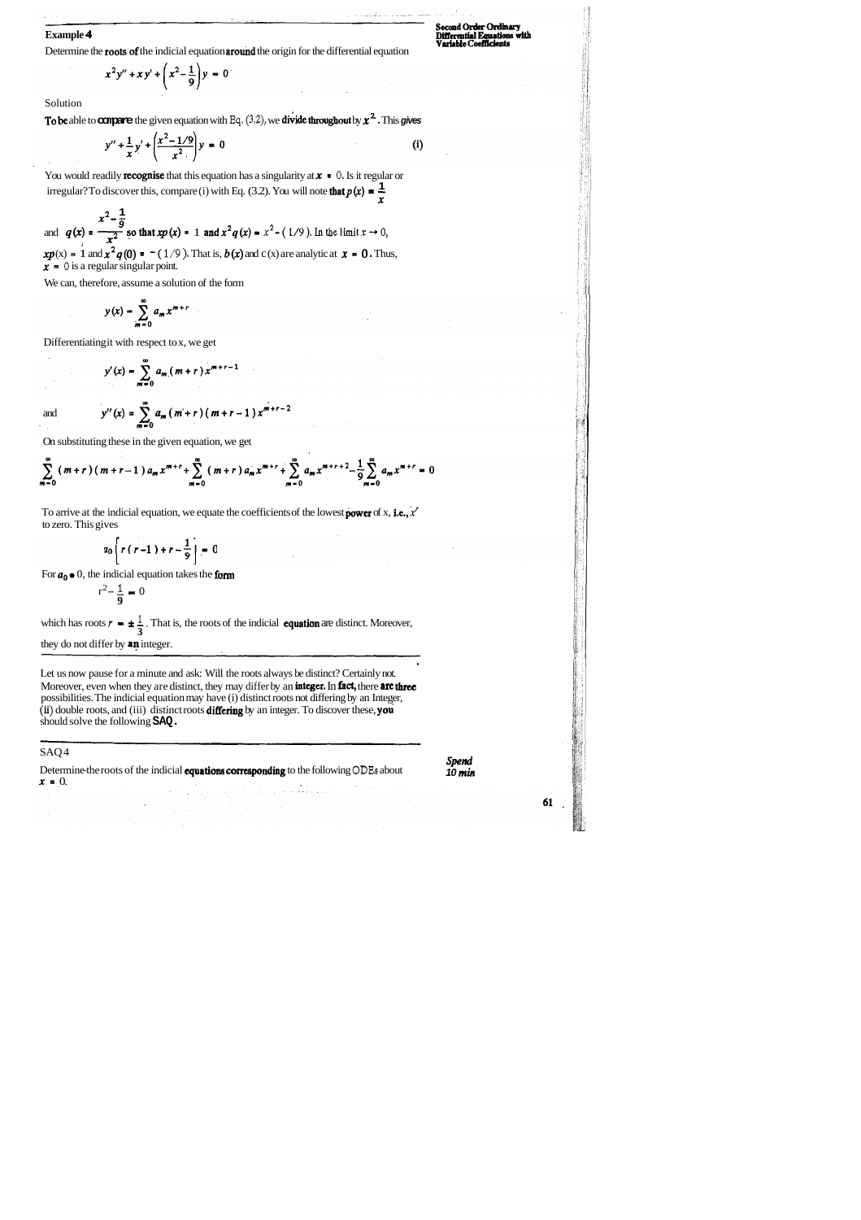**Example 4**

Determine the roots of the indicial equation around the origin for the differential equation

$$x^2 y'' + x y' + \left(x^2 - \frac{1}{9}\right) y = 0$$

Solution

To be able to compare the given equation with Eq. (3.2), we divide throughout by $x^2$. This gives

$$y'' + \frac{1}{x} y' + \left(\frac{x^2 - 1/9}{x^2}\right) y = 0 \tag{i}$$

You would readily recognise that this equation has a singularity at $x = 0$. Is it regular or irregular? To discover this, compare (i) with Eq. (3.2). You will note that $p(x) = \dfrac{1}{x}$ and $q(x) = \dfrac{x^2 - \frac{1}{9}}{x^2}$ so that $xp(x) = 1$ and $x^2 q(x) = x^2 - (1/9)$. In the limit $x \to 0$, $xp(x) = 1$ and $x^2 q(0) = -(1/9)$. That is, $b(x)$ and $c(x)$ are analytic at $x = 0$. Thus, $x = 0$ is a regular singular point.

We can, therefore, assume a solution of the form

$$y(x) = \sum_{m=0}^{\infty} a_m x^{m+r}$$

Differentiating it with respect to x, we get

$$y'(x) = \sum_{m=0}^{\infty} a_m (m+r) x^{m+r-1}$$

and

$$y''(x) = \sum_{m=0}^{\infty} a_m (m+r)(m+r-1) x^{m+r-2}$$

On substituting these in the given equation, we get

$$\sum_{m=0}^{\infty} (m+r)(m+r-1) a_m x^{m+r} + \sum_{m=0}^{\infty} (m+r) a_m x^{m+r} + \sum_{m=0}^{\infty} a_m x^{m+r+2} - \frac{1}{9} \sum_{m=0}^{\infty} a_m x^{m+r} = 0$$

To arrive at the indicial equation, we equate the coefficients of the lowest power of x, i.e., $x^r$ to zero. This gives

$$a_0 \left[ r(r-1) + r - \frac{1}{9} \right] = 0$$

For $a_0 \neq 0$, the indicial equation takes the form

$$r^2 - \frac{1}{9} = 0$$

which has roots $r = \pm \frac{1}{3}$. That is, the roots of the indicial equation are distinct. Moreover, they do not differ by an integer.

---

Let us now pause for a minute and ask: Will the roots always be distinct? Certainly not. Moreover, even when they are distinct, they may differ by an integer. In fact, there are three possibilities. The indicial equation may have (i) distinct roots not differing by an Integer, (ii) double roots, and (iii) distinct roots differing by an integer. To discover these, you should solve the following **SAQ**.

---

SAQ 4

*Spend 10 min*

Determine the roots of the indicial equations corresponding to the following ODEs about $x = 0$.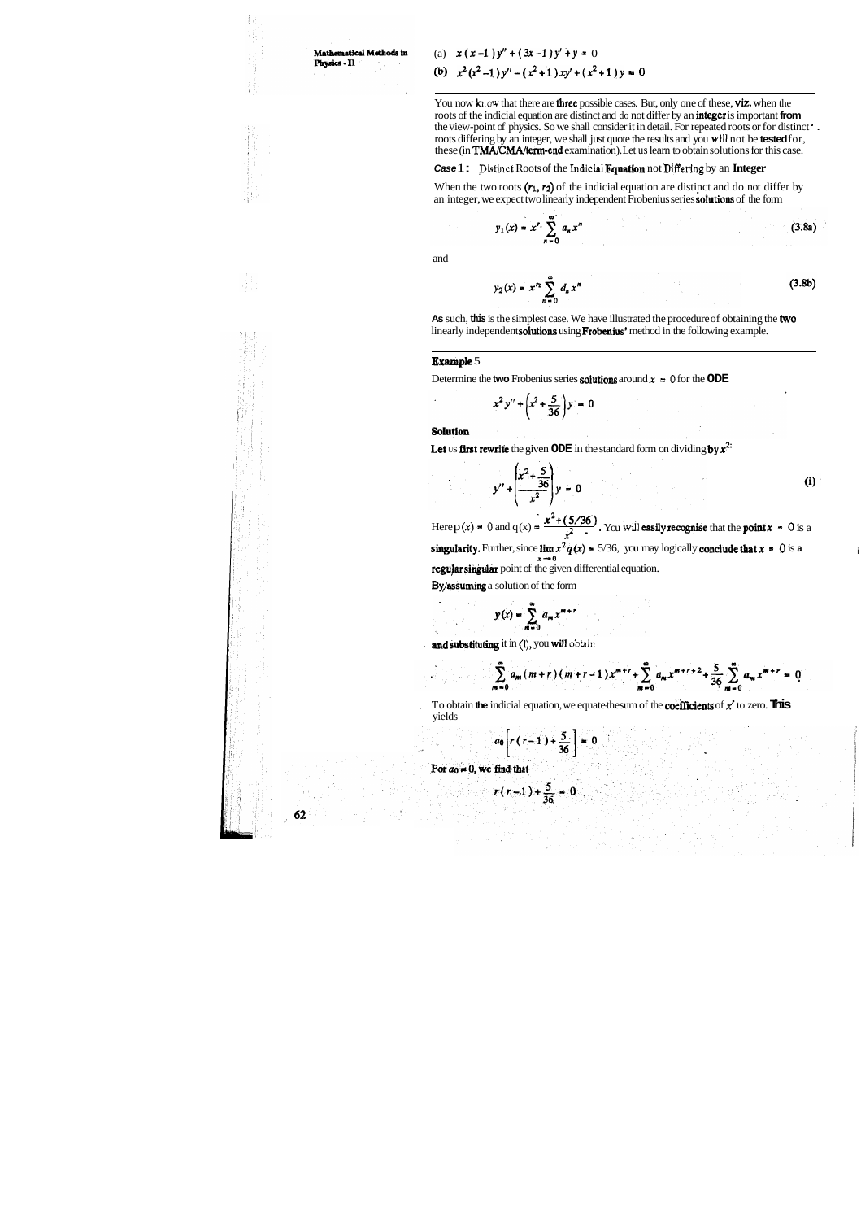(a) $x(x-1)y'' + (3x-1)y' + y = 0$

(b) $x^2(x^2-1)y'' - (x^2+1)xy' + (x^2+1)y = 0$

---

You now know that there are **three** possible cases. But, only one of these, **viz.** when the roots of the indicial equation are distinct and do not differ by an **integer** is important **from** the view-point of physics. So we shall consider it in detail. For repeated roots or for distinct roots differing by an integer, we shall just quote the results and you will not be **tested** for, these (in **TMA/CMA/term-end** examination). Let us learn to obtain solutions for this case.

***Case* 1 :** Distinct Roots of the **Indicial Equation** not Differing by an **Integer**

When the two roots $(r_1, r_2)$ of the indicial equation are distinct and do not differ by an integer, we expect two linearly independent Frobenius series **solutions** of the form

$$y_1(x) = x^{r_1}\sum_{n=0}^{\infty} a_n x^n \tag{3.8a}$$

and

$$y_2(x) = x^{r_2}\sum_{n=0}^{\infty} d_n x^n \tag{3.8b}$$

**As** such, **this** is the simplest case. We have illustrated the procedure of obtaining the **two** linearly independent **solutions** using **Frobenius'** method in the following example.

---

**Example** 5

Determine the **two** Frobenius series **solutions** around $x = 0$ for the **ODE**

$$x^2 y'' + \left(x^2 + \frac{5}{36}\right) y = 0$$

**Solution**

**Let** us **first rewrite** the given **ODE** in the standard form on dividing **by** $x^2$:

$$y'' + \left(\frac{x^2 + \frac{5}{36}}{x^2}\right) y = 0 \tag{i}$$

Here $p(x) = 0$ and $q(x) = \dfrac{x^2 + (5/36)}{x^2}$. You will **easily recognise** that the **point** $x = 0$ is a **singularity.** Further, since $\lim\limits_{x \to 0} x^2 q(x) = 5/36$, you may logically **conclude that** $x = 0$ is a **regular singular** point of the given differential equation.

**By assuming** a solution of the form

$$y(x) = \sum_{m=0}^{\infty} a_m x^{m+r}$$

**and substituting** it in (i), you **will** obtain

$$\sum_{m=0}^{\infty} a_m (m+r)(m+r-1)x^{m+r} + \sum_{m=0}^{\infty} a_m x^{m+r+2} + \frac{5}{36}\sum_{m=0}^{\infty} a_m x^{m+r} = 0$$

To obtain **the** indicial equation, we equate the sum of the **coefficients** of $x^r$ to zero. **This** yields

$$a_0\left[r(r-1) + \frac{5}{36}\right] = 0$$

**For** $a_0 \neq 0$, **we find that**

$$r(r-1) + \frac{5}{36} = 0$$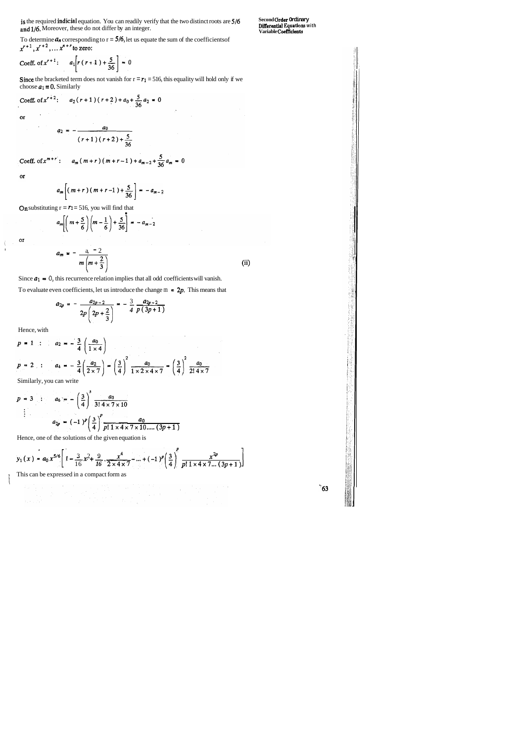is the required **indicial** equation. You can readily verify that the two distinct roots are $5/6$ and $1/6$. Moreover, these do not differ by an integer.

To determine $a_n$ corresponding to $r = 5/6$, let us equate the sum of the coefficients of $x^{r+1}, x^{r+2}, \ldots x^{n+r}$ to zero:

$$\text{Coeff. of } x^{r+1}: \quad a_1\left[r(r+1)+\frac{5}{36}\right] = 0$$

**Since** the bracketed term does not vanish for $r = r_1 = 5/6$, this equality will hold only if we choose $a_1 = 0$. Similarly

$$\text{Coeff. of } x^{r+2}: \quad a_2(r+1)(r+2) + a_0 + \frac{5}{36}a_2 = 0$$

or

$$a_2 = -\frac{a_0}{(r+1)(r+2)+\dfrac{5}{36}}$$

$$\text{Coeff. of } x^{m+r}: \quad a_m(m+r)(m+r-1) + a_{m-2} + \frac{5}{36}a_m = 0$$

or

$$a_m\left[(m+r)(m+r-1)+\frac{5}{36}\right] = -a_{m-2}$$

On substituting $r = r_1 = 5/6$, you will find that

$$a_m\left[\left(m+\frac{5}{6}\right)\left(m-\frac{1}{6}\right)+\frac{5}{36}\right] = -a_{m-2}$$

or

$$a_m = -\frac{a_{m-2}}{m\left(m+\dfrac{2}{3}\right)} \qquad \text{(ii)}$$

Since $a_1 = 0$, this recurrence relation implies that all odd coefficients will vanish.

To evaluate even coefficients, let us introduce the change $m = 2p$. This means that

$$a_{2p} = -\frac{a_{2p-2}}{2p\left(2p+\dfrac{2}{3}\right)} = -\frac{3}{4}\frac{a_{2p-2}}{p(3p+1)}$$

Hence, with

$$p = 1 \; : \quad a_2 = -\frac{3}{4}\left(\frac{a_0}{1\times 4}\right)$$

$$p = 2 \; : \quad a_4 = -\frac{3}{4}\left(\frac{a_2}{2\times 7}\right) = \left(\frac{3}{4}\right)^2\frac{a_0}{1\times 2\times 4\times 7} = \left(\frac{3}{4}\right)^2\frac{a_0}{2!\,4\times 7}$$

Similarly, you can write

$$p = 3 \; : \quad a_6 = -\left(\frac{3}{4}\right)^3\frac{a_0}{3!\,4\times 7\times 10}$$

$$\vdots$$

$$a_{2p} = (-1)^p\left(\frac{3}{4}\right)^p\frac{a_0}{p!\,1\times 4\times 7\times 10\ldots\ldots(3p+1)}$$

Hence, one of the solutions of the given equation is

$$y_1(x) = a_0x^{5/6}\left[1-\frac{3}{16}x^2+\frac{9}{16}\cdot\frac{x^4}{2\times 4\times 7}-\ldots+(-1)^p\left(\frac{3}{4}\right)^p\frac{x^{2p}}{p!\,1\times 4\times 7\ldots(3p+1)}\right]$$

This can be expressed in a compact form as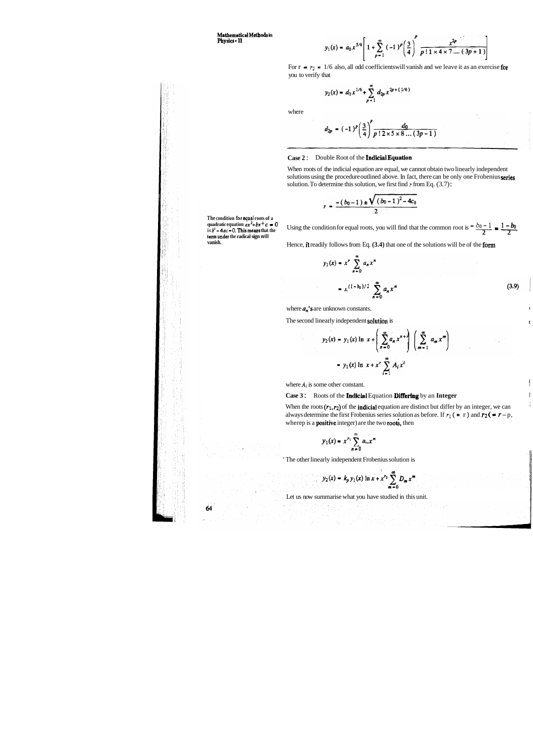$$y_1(x) = a_0 x^{5/6}\left[1 + \sum_{p=1}^{\infty} (-1)^p \left(\frac{3}{4}\right)^p \frac{x^{2p}}{p!\,1 \times 4 \times 7 \ldots (3p+1)}\right]$$

For $r = r_2 = 1/6$ also, all odd coefficients will vanish and we leave it as an exercise for you to verify that

$$y_2(x) = d_0 x^{1/6} + \sum_{p=1}^{\infty} d_{2p} x^{2p+(1/6)}$$

where

$$d_{2p} = (-1)^p \left(\frac{3}{4}\right)^p \frac{d_0}{p!\,2 \times 5 \times 8 \ldots (3p-1)}$$

**Case 2 :** Double Root of the **Indicial Equation**

When roots of the indicial equation are equal, we cannot obtain two linearly independent solutions using the procedure outlined above. In fact, there can be only one Frobenius series solution. To determine this solution, we first find $r$ from Eq. (3.7):

$$r = \frac{-(b_0 - 1) \pm \sqrt{(b_0 - 1)^2 - 4c_0}}{2}$$

**The condition for equal roots of a quadratic equation $ax^2 + bx + c = 0$ is $b^2 - 4ac = 0$. This means that the term under the radical sign will vanish.**

Using the condition for equal roots, you will find that the common root is $-\dfrac{b_0 - 1}{2} = \dfrac{1 - b_0}{2}$.

Hence, it readily follows from Eq. (3.4) that one of the solutions will be of the form

$$y_1(x) = x^r \sum_{n=0}^{\infty} a_n x^n$$

$$= x^{(1-b_0)/2} \sum_{n=0}^{\infty} a_n x^n \tag{3.9}$$

where $a_n$'s are unknown constants.

The second linearly independent solution is

$$y_2(x) = y_1(x) \ln x + \left(\sum_{n=0}^{\infty} a_n x^{n+r}\right)\left(\sum_{m=1}^{\infty} a_m x^m\right)$$

$$= y_1(x) \ln x + x^r \sum_{i=1}^{\infty} A_i x^i$$

where $A_i$ is some other constant.

**Case 3 :** Roots of the **Indicial** Equation **Differing** by an **Integer**

When the roots $(r_1, r_2)$ of the indicial equation are distinct but differ by an integer, we can always determine the first Frobenius series solution as before. If $r_1 (= r)$ and $r_2 (= r - p$, where $p$ is a positive integer) are the two roots, then

$$y_1(x) = x^{r_1} \sum_{n=0}^{m} a_n x^n$$

The other linearly independent Frobenius solution is

$$y_2(x) = k_p y_1(x) \ln x + x^{r_2} \sum_{m=0}^{\infty} D_m x^m$$

Let us now summarise what you have studied in this unit.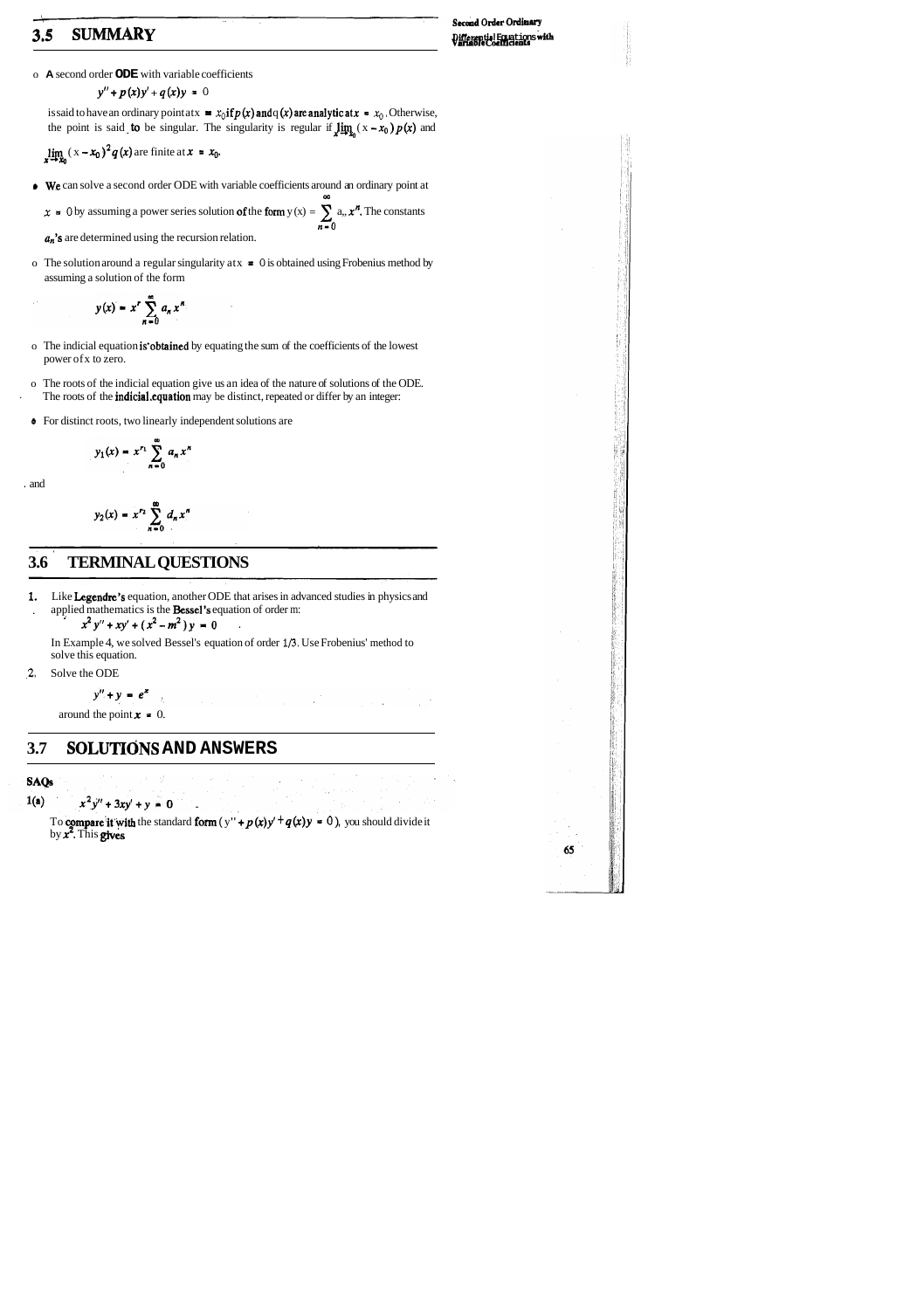## 3.5 SUMMARY

- A second order **ODE** with variable coefficients

  $$y'' + p(x)y' + q(x)y = 0$$

  is said to have an ordinary point at $x = x_0$ if $p(x)$ and $q(x)$ are analytic at $x = x_0$. Otherwise, the point is said to be singular. The singularity is regular if $\lim_{x \to x_0} (x - x_0)\, p(x)$ and $\lim_{x \to x_0} (x - x_0)^2 q(x)$ are finite at $x = x_0$.

- We can solve a second order ODE with variable coefficients around an ordinary point at $x = 0$ by assuming a power series solution of the form $y(x) = \sum_{n=0}^{\infty} a_n x^n$. The constants $a_n$'s are determined using the recursion relation.

- The solution around a regular singularity at $x = 0$ is obtained using Frobenius method by assuming a solution of the form

  $$y(x) = x^r \sum_{n=0}^{\infty} a_n x^n$$

- The indicial equation is obtained by equating the sum of the coefficients of the lowest power of x to zero.

- The roots of the indicial equation give us an idea of the nature of solutions of the ODE. The roots of the indicial equation may be distinct, repeated or differ by an integer:

- For distinct roots, two linearly independent solutions are

  $$y_1(x) = x^{r_1} \sum_{n=0}^{\infty} a_n x^n$$

  and

  $$y_2(x) = x^{r_2} \sum_{n=0}^{\infty} d_n x^n$$

## 3.6 TERMINAL QUESTIONS

1. Like Legendre's equation, another ODE that arises in advanced studies in physics and applied mathematics is the Bessel's equation of order m:

   $$x^2 y'' + xy' + (x^2 - m^2)\, y = 0$$

   In Example 4, we solved Bessel's equation of order 1/3. Use Frobenius' method to solve this equation.

2. Solve the ODE

   $$y'' + y = e^x$$

   around the point $x = 0$.

## 3.7 SOLUTIONS AND ANSWERS

**SAQs**

**1(a)** $x^2 y'' + 3xy' + y = 0$

To compare it with the standard form ($y'' + p(x)y' + q(x)y = 0$), you should divide it by $x^2$. This gives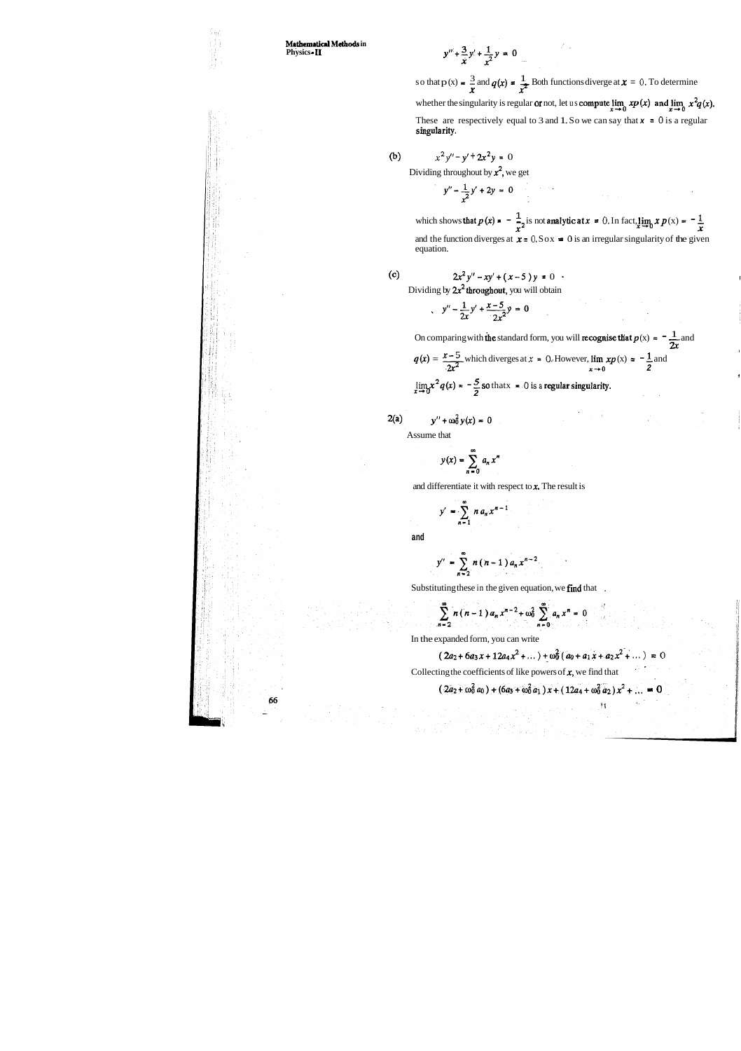$$y'' + \frac{3}{x} y' + \frac{1}{x^2} y = 0$$

so that $p(x) = \frac{3}{x}$ and $q(x) = \frac{1}{x^2}$. Both functions diverge at $x = 0$. To determine whether the singularity is regular or not, let us compute $\lim_{x \to 0} xp(x)$ and $\lim_{x \to 0} x^2 q(x)$. These are respectively equal to 3 and 1. So we can say that $x = 0$ is a regular singularity.

(b) $$x^2 y'' - y' + 2x^2 y = 0$$

Dividing throughout by $x^2$, we get

$$y'' - \frac{1}{x^2} y' + 2y = 0$$

which shows that $p(x) = -\frac{1}{x^2}$ is not analytic at $x = 0$. In fact, $\lim_{x \to 0} x\,p(x) = -\frac{1}{x}$ and the function diverges at $x = 0$. So $x = 0$ is an irregular singularity of the given equation.

(c) $$2x^2 y'' - xy' + (x - 5) y = 0$$

Dividing by $2x^2$ throughout, you will obtain

$$y'' - \frac{1}{2x} y' + \frac{x-5}{2x^2} y = 0$$

On comparing with the standard form, you will recognise that $p(x) = -\frac{1}{2x}$ and $q(x) = \frac{x-5}{2x^2}$ which diverges at $x = 0$. However, $\lim_{x \to 0} xp(x) = -\frac{1}{2}$ and $\lim_{x \to 0} x^2 q(x) = -\frac{5}{2}$ so that $x = 0$ is a regular singularity.

2(a) $$y'' + \omega_0^2 y(x) = 0$$

Assume that

$$y(x) = \sum_{n=0}^{\infty} a_n x^n$$

and differentiate it with respect to $x$. The result is

$$y' = \sum_{n=1}^{\infty} n\, a_n x^{n-1}$$

and

$$y'' = \sum_{n=2}^{\infty} n(n-1)\, a_n x^{n-2}$$

Substituting these in the given equation, we find that

$$\sum_{n=2}^{\infty} n(n-1)\, a_n x^{n-2} + \omega_0^2 \sum_{n=0}^{\infty} a_n x^n = 0$$

In the expanded form, you can write

$$(2a_2 + 6a_3 x + 12a_4 x^2 + \dots) + \omega_0^2 (a_0 + a_1 x + a_2 x^2 + \dots) = 0$$

Collecting the coefficients of like powers of $x$, we find that

$$(2a_2 + \omega_0^2 a_0) + (6a_3 + \omega_0^2 a_1)\, x + (12a_4 + \omega_0^2 a_2)\, x^2 + \dots = 0$$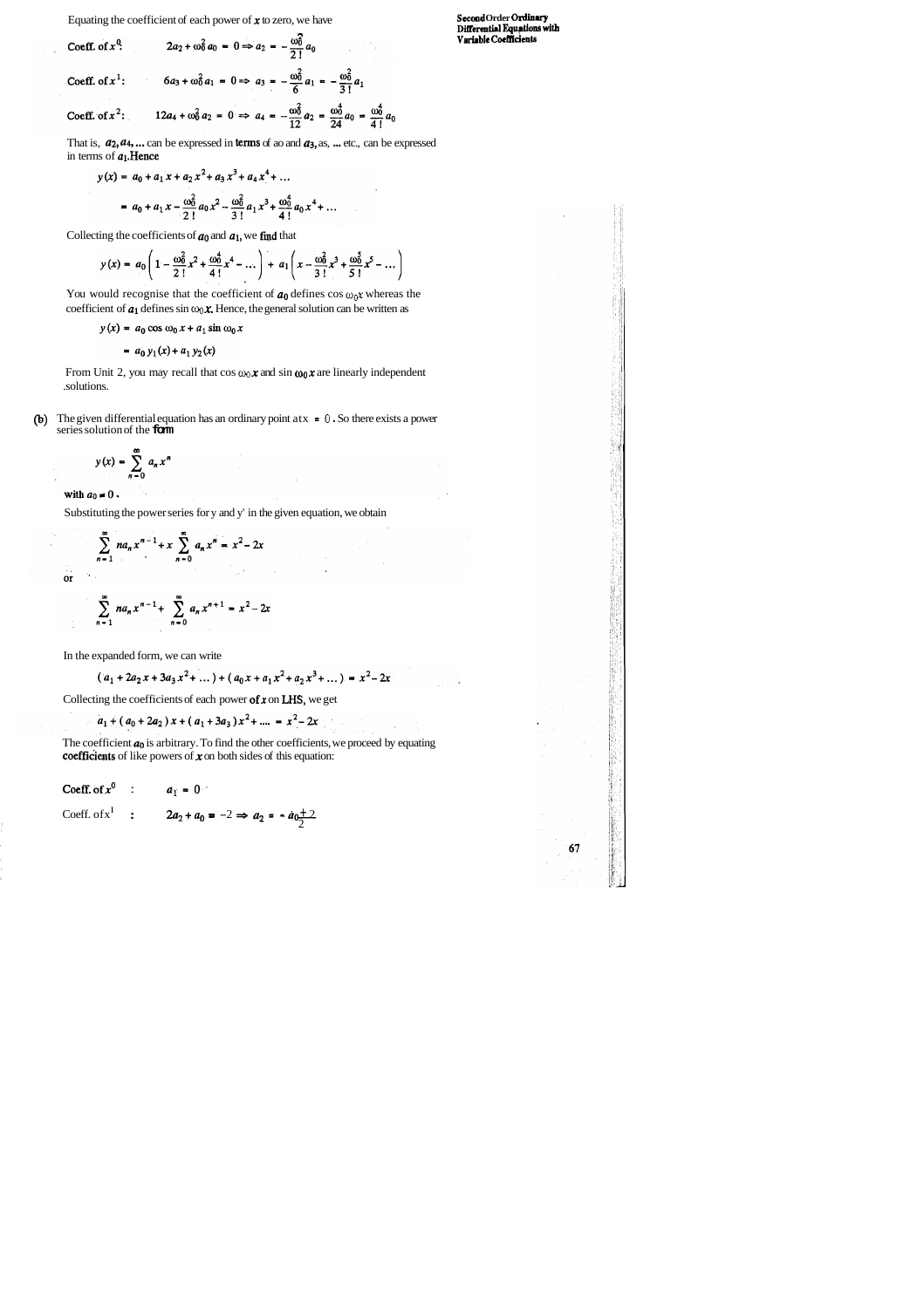Equating the coefficient of each power of $x$ to zero, we have

**Coeff. of $x^0$:** $\quad 2a_2 + \omega_0^2 a_0 = 0 \Rightarrow a_2 = -\dfrac{\omega_0^2}{2\,!} a_0$

**Coeff. of $x^1$:** $\quad 6a_3 + \omega_0^2 a_1 = 0 \Rightarrow a_3 = -\dfrac{\omega_0^2}{6} a_1 = -\dfrac{\omega_0^2}{3\,!} a_1$

**Coeff. of $x^2$:** $\quad 12a_4 + \omega_0^2 a_2 = 0 \Rightarrow a_4 = -\dfrac{\omega_0^2}{12} a_2 = \dfrac{\omega_0^4}{24} a_0 = \dfrac{\omega_0^4}{4\,!} a_0$

That is, $a_2, a_4, \ldots$ can be expressed in **terms** of ao and $a_3$, as, ... etc., can be expressed in terms of $a_1$. **Hence**

$$y(x) = a_0 + a_1 x + a_2 x^2 + a_3 x^3 + a_4 x^4 + \ldots$$

$$= a_0 + a_1 x - \frac{\omega_0^2}{2\,!} a_0 x^2 - \frac{\omega_0^2}{3\,!} a_1 x^3 + \frac{\omega_0^4}{4\,!} a_0 x^4 + \ldots$$

Collecting the coefficients of $a_0$ and $a_1$, we **find** that

$$y(x) = a_0\left(1 - \frac{\omega_0^2}{2\,!}x^2 + \frac{\omega_0^4}{4\,!}x^4 - \ldots\right) + a_1\left(x - \frac{\omega_0^2}{3\,!}x^3 + \frac{\omega_0^5}{5\,!}x^5 - \ldots\right)$$

You would recognise that the coefficient of $a_0$ defines $\cos \omega_0 x$ whereas the coefficient of $a_1$ defines $\sin \omega_0 x$. Hence, the general solution can be written as

$$y(x) = a_0 \cos \omega_0 x + a_1 \sin \omega_0 x$$

$$= a_0 y_1(x) + a_1 y_2(x)$$

From Unit 2, you may recall that $\cos \omega_0 x$ and $\sin \omega_0 x$ are linearly independent solutions.

**(b)** The given differential equation has an ordinary point at $x = 0$. So there exists a power series solution of the **form**

$$y(x) = \sum_{n=0}^{\infty} a_n x^n$$

**with** $a_0 \neq 0$.

Substituting the power series for y and y' in the given equation, we obtain

$$\sum_{n=1}^{\infty} n a_n x^{n-1} + x \sum_{n=0}^{\infty} a_n x^n = x^2 - 2x$$

or

$$\sum_{n=1}^{\infty} n a_n x^{n-1} + \sum_{n=0}^{\infty} a_n x^{n+1} = x^2 - 2x$$

In the expanded form, we can write

$$(a_1 + 2a_2 x + 3a_3 x^2 + \ldots) + (a_0 x + a_1 x^2 + a_2 x^3 + \ldots) = x^2 - 2x$$

Collecting the coefficients of each power **of** $x$ on **LHS**, we get

$$a_1 + (a_0 + 2a_2)x + (a_1 + 3a_3)x^2 + \ldots = x^2 - 2x$$

The coefficient $a_0$ is arbitrary. To find the other coefficients, we proceed by equating **coefficients** of like powers of $x$ on both sides of this equation:

**Coeff. of $x^0$** : $\quad a_1 = 0$

Coeff. of $x^1$ : $\quad 2a_2 + a_0 = -2 \Rightarrow a_2 = -\dfrac{a_0 + 2}{2}$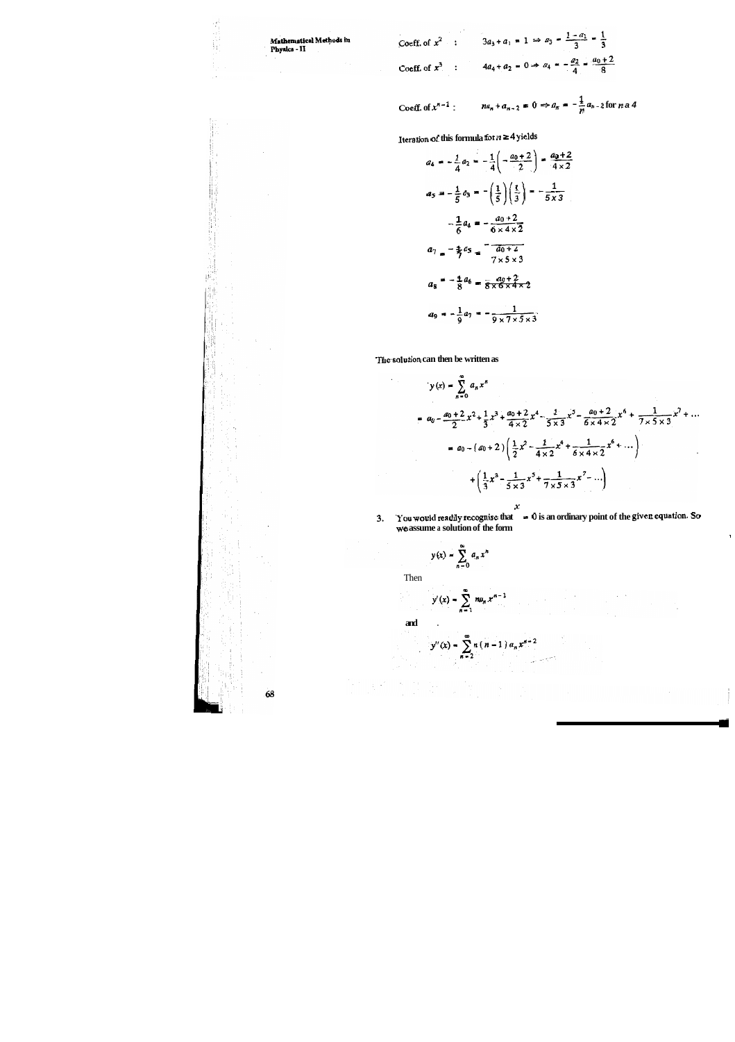Coeff. of $x^2$ : $\quad 3a_3 + a_1 = 1 \Rightarrow a_3 = \frac{1 - a_1}{3} = \frac{1}{3}$

Coeff. of $x^3$ : $\quad 4a_4 + a_2 = 0 \rightarrow a_4 = -\frac{a_2}{4} = \frac{a_0 + 2}{8}$

Coeff. of $x^{n-1}$ : $\quad na_n + a_{n-2} = 0 \Rightarrow a_n = -\frac{1}{n} a_{n-2}$ for $n \geq 4$

Iteration of this formula for $n \geq 4$ yields

$$a_4 = -\frac{1}{4} a_2 = -\frac{1}{4}\left(-\frac{a_0 + 2}{2}\right) = \frac{a_0 + 2}{4 \times 2}$$

$$a_5 = -\frac{1}{5} a_3 = -\left(\frac{1}{5}\right)\left(\frac{1}{3}\right) = -\frac{1}{5 \times 3}$$

$$-\frac{1}{6} a_4 = -\frac{a_0 + 2}{6 \times 4 \times 2}$$

$$a_7 = -\frac{1}{7} a_5 = \frac{a_0 + 2}{7 \times 5 \times 3}$$

$$a_8 = -\frac{1}{8} a_6 = \frac{a_0 + 2}{8 \times 6 \times 4 \times 2}$$

$$a_9 = -\frac{1}{9} a_7 = -\frac{1}{9 \times 7 \times 5 \times 3}$$

The solution can then be written as

$$y(x) = \sum_{n=0}^{\infty} a_n x^n$$

$$= a_0 - \frac{a_0 + 2}{2} x^2 + \frac{1}{3} x^3 + \frac{a_0 + 2}{4 \times 2} x^4 - \frac{1}{5 \times 3} x^5 - \frac{a_0 + 2}{6 \times 4 \times 2} x^6 + \frac{1}{7 \times 5 \times 3} x^7 + \ldots$$

$$= a_0 - (a_0 + 2)\left(\frac{1}{2} x^2 - \frac{1}{4 \times 2} x^4 + \frac{1}{6 \times 4 \times 2} x^6 + \ldots\right)$$

$$+ \left(\frac{1}{3} x^3 - \frac{1}{5 \times 3} x^5 + \frac{1}{7 \times 5 \times 3} x^7 - \ldots\right)$$

3. You would readily recognise that $x = 0$ is an ordinary point of the given equation. So we assume a solution of the form

$$y(x) = \sum_{n=0}^{\infty} a_n x^n$$

Then

$$y'(x) = \sum_{n=1}^{\infty} n a_n x^{n-1}$$

and

$$y''(x) = \sum_{n=2}^{\infty} n(n-1) a_n x^{n-2}$$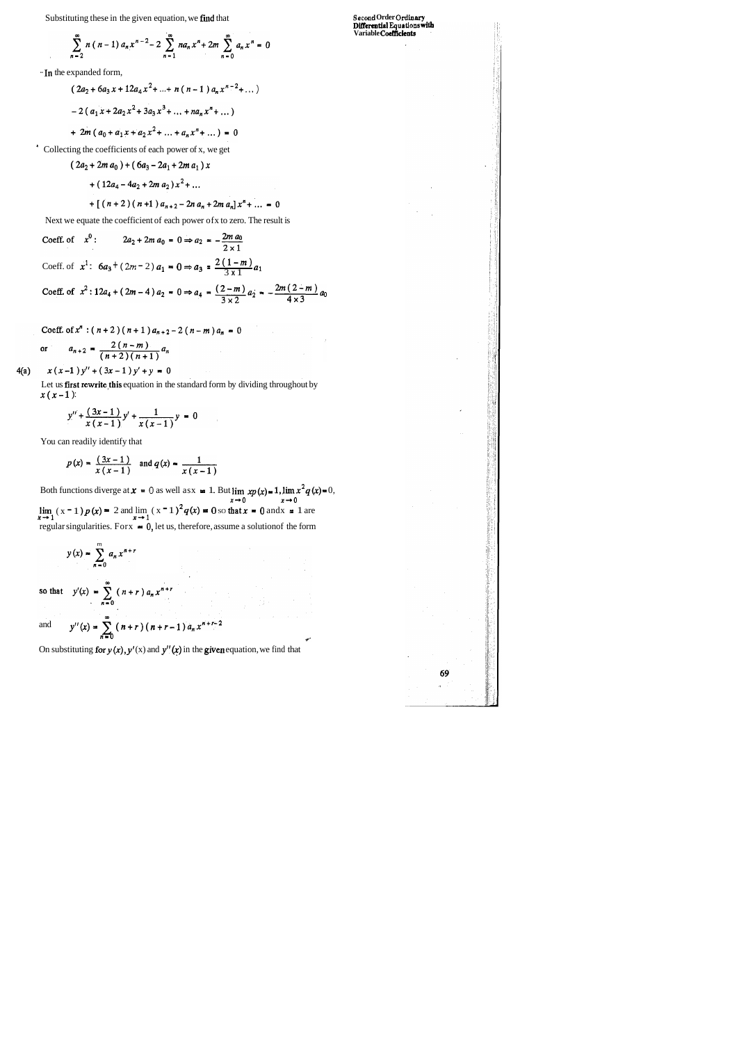Substituting these in the given equation, we find that

$$\sum_{n=2}^{\infty} n(n-1) a_n x^{n-2} - 2 \sum_{n=1}^{\infty} n a_n x^n + 2m \sum_{n=0}^{\infty} a_n x^n = 0$$

In the expanded form,

$$(2a_2 + 6a_3 x + 12a_4 x^2 + ... + n(n-1) a_n x^{n-2} + ...)$$

$$- 2(a_1 x + 2a_2 x^2 + 3a_3 x^3 + ... + n a_n x^n + ...)$$

$$+ 2m(a_0 + a_1 x + a_2 x^2 + ... + a_n x^n + ...) = 0$$

Collecting the coefficients of each power of x, we get

$$(2a_2 + 2m a_0) + (6a_3 - 2a_1 + 2m a_1) x$$

$$+ (12a_4 - 4a_2 + 2m a_2) x^2 + ...$$

$$+ [(n+2)(n+1) a_{n+2} - 2n a_n + 2m a_n] x^n + ... = 0$$

Next we equate the coefficient of each power of x to zero. The result is

**Coeff. of** $x^0$: $\quad 2a_2 + 2m a_0 = 0 \Rightarrow a_2 = -\dfrac{2m a_0}{2 \times 1}$

Coeff. of $x^1$: $\quad 6a_3 + (2m-2) a_1 = 0 \Rightarrow a_3 = \dfrac{2(1-m)}{3 \times 1} a_1$

**Coeff. of** $x^2$: $12a_4 + (2m-4) a_2 = 0 \Rightarrow a_4 = \dfrac{(2-m)}{3 \times 2} a_2 = -\dfrac{2m(2-m)}{4 \times 3} a_0$

**Coeff. of** $x^n$ : $(n+2)(n+1) a_{n+2} - 2(n-m) a_n = 0$

or $\quad a_{n+2} = \dfrac{2(n-m)}{(n+2)(n+1)} a_n$

4(a) $\quad x(x-1) y'' + (3x-1) y' + y = 0$

Let us first rewrite this equation in the standard form by dividing throughout by $x(x-1)$:

$$y'' + \frac{(3x-1)}{x(x-1)} y' + \frac{1}{x(x-1)} y = 0$$

You can readily identify that

$$p(x) = \frac{(3x-1)}{x(x-1)} \text{ and } q(x) = \frac{1}{x(x-1)}$$

Both functions diverge at $x = 0$ as well as $x = 1$. But $\lim_{x \to 0} x p(x) = 1, \lim_{x \to 0} x^2 q(x) = 0$, $\lim_{x \to 1} (x-1) p(x) = 2$ and $\lim_{x \to 1} (x-1)^2 q(x) = 0$ so that $x = 0$ and $x = 1$ are regular singularities. For $x = 0$, let us, therefore, assume a solution of the form

$$y(x) = \sum_{n=0}^{\infty} a_n x^{n+r}$$

so that $\quad y'(x) = \displaystyle\sum_{n=0}^{\infty} (n+r) a_n x^{n+r}$

and $\quad y''(x) = \displaystyle\sum_{n=0}^{\infty} (n+r)(n+r-1) a_n x^{n+r-2}$

On substituting for $y(x), y'(x)$ and $y''(x)$ in the given equation, we find that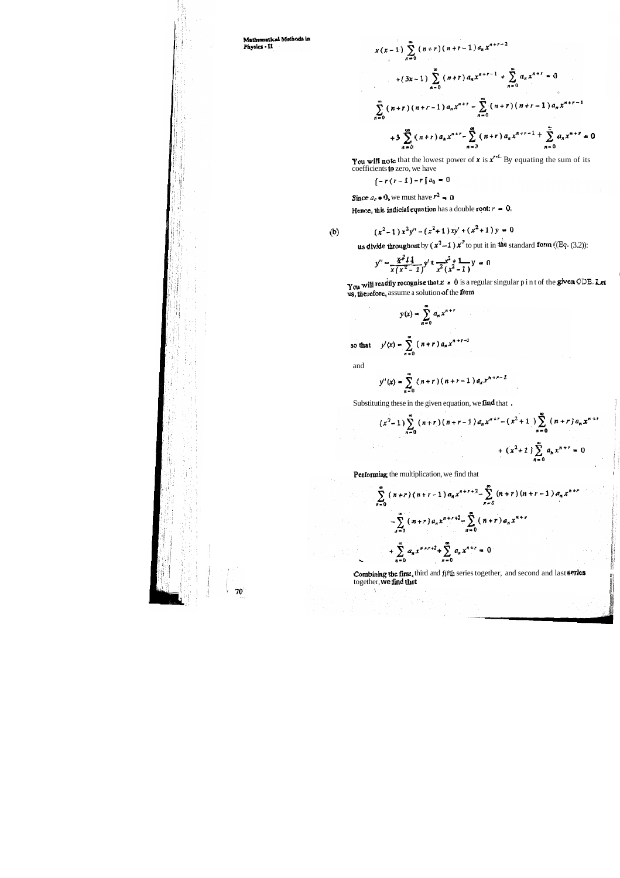$$x(x-1)\sum_{n=0}^{\infty}(n+r)(n+r-1)a_n x^{n+r-2}$$

$$+(3x-1)\sum_{n=0}^{\infty}(n+r)a_n x^{n+r-1}+\sum_{n=0}^{\infty}a_n x^{n+r}=0$$

$$\sum_{n=0}^{\infty}(n+r)(n+r-1)a_n x^{n+r}-\sum_{n=0}^{\infty}(n+r)(n+r-1)a_n x^{n+r-1}$$

$$+3\sum_{n=0}^{\infty}(n+r)a_n x^{n+r}-\sum_{n=0}^{\infty}(n+r)a_n x^{n+r-1}+\sum_{n=0}^{\infty}a_n x^{n+r}=0$$

You will note that the lowest power of $x$ is $x^{r-1}$. By equating the sum of its coefficients to zero, we have

$$[-r(r-1)-r]a_0=0$$

Since $a_0 \neq 0$, we must have $r^2 = 0$

Hence, this indicial equation has a double root: $r = 0$.

(b) $$(x^2-1)x^2y''-(x^2+1)xy'+(x^2+1)y=0$$

us divide throughout by $(x^2-1)x^2$ to put it in the standard form (Eq. (3.2)):

$$y''-\frac{x^2+1}{x(x^2-1)}y'+\frac{x^2+1}{x^2(x^2-1)}y=0$$

You will readily recognise that $x = 0$ is a regular singular p i n t of the given ODE. Let us, therefore, assume a solution of the form

$$y(x)=\sum_{n=0}^{\infty}a_n x^{n+r}$$

so that $$y'(x)=\sum_{n=0}^{\infty}(n+r)a_n x^{n+r-1}$$

and

$$y''(x)=\sum_{n=0}^{\infty}(n+r)(n+r-1)a_n x^{n+r-2}$$

Substituting these in the given equation, we find that

$$(x^2-1)\sum_{n=0}^{\infty}(n+r)(n+r-1)a_n x^{n+r}-(x^2+1)\sum_{n=0}^{\infty}(n+r)a_n x^{n+r}$$

$$+(x^2+1)\sum_{n=0}^{\infty}a_n x^{n+r}=0$$

Performing the multiplication, we find that

$$\sum_{n=0}^{\infty}(n+r)(n+r-1)a_n x^{n+r+2}-\sum_{n=0}^{\infty}(n+r)(n+r-1)a_n x^{n+r}$$

$$-\sum_{n=0}^{\infty}(n+r)a_n x^{n+r+2}-\sum_{n=0}^{\infty}(n+r)a_n x^{n+r}$$

$$+\sum_{n=0}^{\infty}a_n x^{n+r+2}+\sum_{n=0}^{\infty}a_n x^{n+r}=0$$

Combining the first, third and fifth series together, and second and last series together, we find that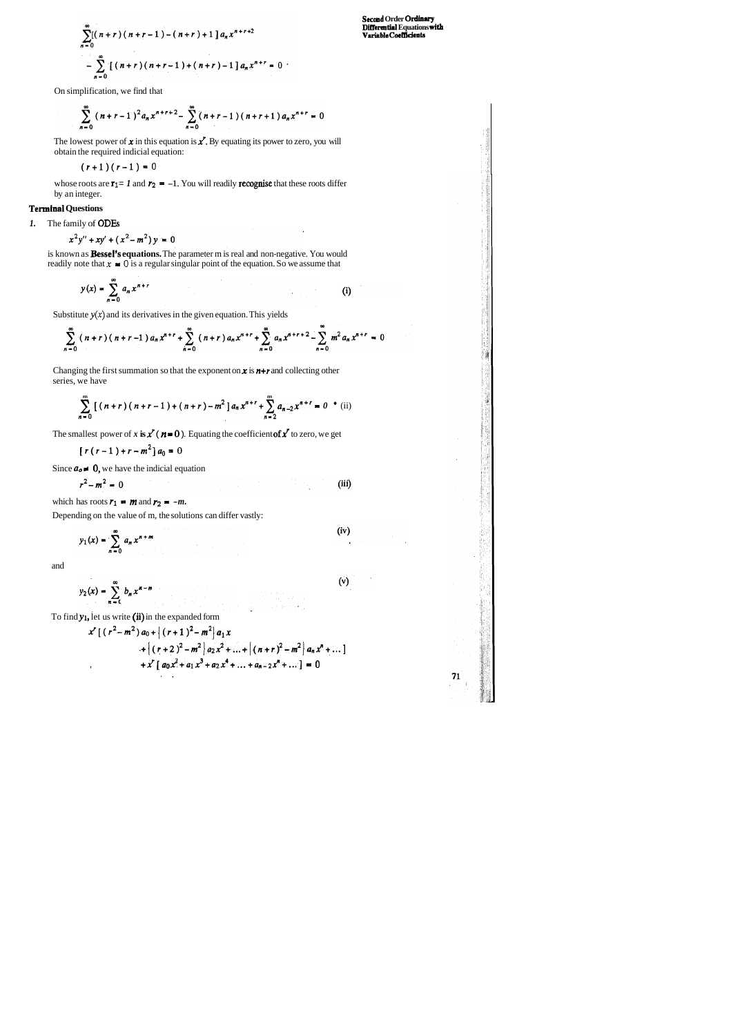$$\sum_{n=0}^{\infty}[(n+r)(n+r-1)-(n+r)+1]\,a_n x^{n+r+2}$$

$$-\sum_{n=0}^{\infty}[(n+r)(n+r-1)+(n+r)-1]\,a_n x^{n+r}=0$$

On simplification, we find that

$$\sum_{n=0}^{\infty}(n+r-1)^2 a_n x^{n+r+2}-\sum_{n=0}^{\infty}(n+r-1)(n+r+1)\,a_n x^{n+r}=0$$

The lowest power of $x$ in this equation is $x^r$. By equating its power to zero, you will obtain the required indicial equation:

$$(r+1)(r-1)=0$$

whose roots are $r_1 = 1$ and $r_2 = -1$. You will readily recognise that these roots differ by an integer.

## Terminal Questions

1. The family of ODEs

$$x^2y''+xy'+(x^2-m^2)\,y=0$$

is known as **Bessel's equations.** The parameter m is real and non-negative. You would readily note that $x = 0$ is a regular singular point of the equation. So we assume that

$$y(x)=\sum_{n=0}^{\infty}a_n x^{n+r} \qquad \text{(i)}$$

Substitute $y(x)$ and its derivatives in the given equation. This yields

$$\sum_{n=0}^{\infty}(n+r)(n+r-1)\,a_n x^{n+r}+\sum_{n=0}^{\infty}(n+r)\,a_n x^{n+r}+\sum_{n=0}^{\infty}a_n x^{n+r+2}-\sum_{n=0}^{\infty}m^2 a_n x^{n+r}=0$$

Changing the first summation so that the exponent on $x$ is $n+r$ and collecting other series, we have

$$\sum_{n=0}^{m}[(n+r)(n+r-1)+(n+r)-m^2]\,a_n x^{n+r}+\sum_{n=2}^{m}a_{n-2}x^{n+r}=0 \qquad \text{(ii)}$$

The smallest power of $x$ is $x^r$ ($n=0$). Equating the coefficient of $x^r$ to zero, we get

$$[r(r-1)+r-m^2]\,a_0=0$$

Since $a_0 \neq 0$, we have the indicial equation

$$r^2-m^2=0 \qquad \text{(iii)}$$

which has roots $r_1 = m$ and $r_2 = -m$.

Depending on the value of m, the solutions can differ vastly:

$$y_1(x)=\sum_{n=0}^{\infty}a_n x^{n+m} \qquad \text{(iv)}$$

and

$$y_2(x)=\sum_{n=0}^{\infty}b_n x^{n-m} \qquad \text{(v)}$$

To find $y_1$, let us write (ii) in the expanded form

$$x^r[(r^2-m^2)\,a_0+\{(r+1)^2-m^2\}\,a_1x$$
$$+\{(r+2)^2-m^2\}\,a_2x^2+\ldots+\{(n+r)^2-m^2\}\,a_nx^n+\ldots]$$
$$+x^r[a_0x^2+a_1x^3+a_2x^4+\ldots+a_{n-2}x^n+\ldots]=0$$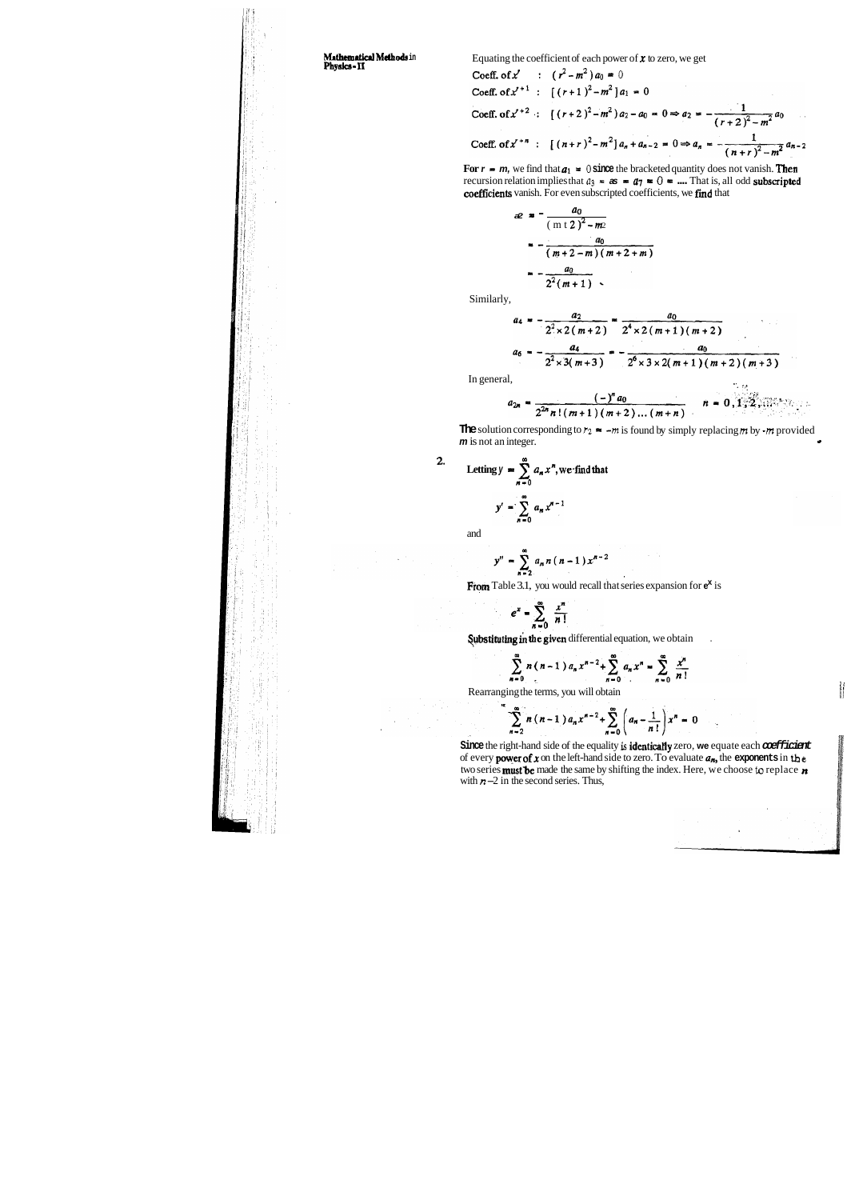Equating the coefficient of each power of $x$ to zero, we get

Coeff. of $x^r$ : $(r^2 - m^2)\, a_0 = 0$

Coeff. of $x^{r+1}$ : $[(r+1)^2 - m^2]\, a_1 = 0$

Coeff. of $x^{r+2}$ : $[(r+2)^2 - m^2)\, a_2 - a_0 = 0 \Rightarrow a_2 = -\dfrac{1}{(r+2)^2 - m^2}\, a_0$

Coeff. of $x^{r+n}$ : $[(n+r)^2 - m^2]\, a_n + a_{n-2} = 0 \Rightarrow a_n = -\dfrac{1}{(n+r)^2 - m^2}\, a_{n-2}$

For $r = m$, we find that $a_1 = 0$ since the bracketed quantity does not vanish. Then recursion relation implies that $a_3 = a_5 = a_7 = 0 = ....$ That is, all odd subscripted coefficients vanish. For even subscripted coefficients, we find that

$$a_2 = -\frac{a_0}{(m+2)^2 - m^2}$$

$$= -\frac{a_0}{(m+2-m)(m+2+m)}$$

$$= -\frac{a_0}{2^2(m+1)}$$

Similarly,

$$a_4 = -\frac{a_2}{2^2 \times 2(m+2)} = \frac{a_0}{2^4 \times 2(m+1)(m+2)}$$

$$a_6 = -\frac{a_4}{2^2 \times 3(m+3)} = -\frac{a_0}{2^6 \times 3 \times 2(m+1)(m+2)(m+3)}$$

In general,

$$a_{2n} = \frac{(-)^n a_0}{2^{2n} n!\,(m+1)(m+2)\ldots(m+n)} \qquad n = 0, 1, 2, \ldots$$

The solution corresponding to $r_2 = -m$ is found by simply replacing $m$ by $-m$ provided $m$ is not an integer.

2. Letting $y = \sum_{n=0}^{\infty} a_n x^n$, we find that

$$y' = \sum_{n=0}^{\infty} a_n x^{n-1}$$

and

$$y'' = \sum_{n=2}^{\infty} a_n\, n(n-1)\, x^{n-2}$$

From Table 3.1, you would recall that series expansion for $e^x$ is

$$e^x = \sum_{n=0}^{\infty} \frac{x^n}{n!}$$

Substituting in the given differential equation, we obtain

$$\sum_{n=0}^{\infty} n(n-1)\, a_n x^{n-2} + \sum_{n=0}^{\infty} a_n x^n = \sum_{n=0}^{\infty} \frac{x^n}{n!}$$

Rearranging the terms, you will obtain

$$\sum_{n=2}^{\infty} n(n-1)\, a_n x^{n-2} + \sum_{n=0}^{\infty} \left(a_n - \frac{1}{n!}\right) x^n = 0$$

Since the right-hand side of the equality is identically zero, we equate each coefficient of every power of $x$ on the left-hand side to zero. To evaluate $a_n$, the exponents in the two series must be made the same by shifting the index. Here, we choose to replace $n$ with $n-2$ in the second series. Thus,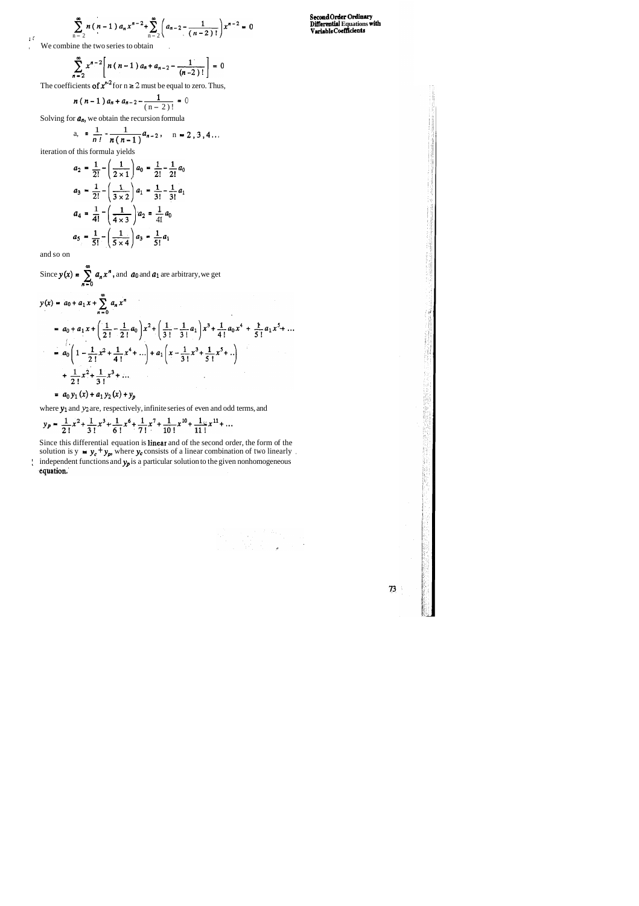$$\sum_{n=2}^{\infty} n(n-1)a_n x^{n-2} + \sum_{n=2}^{\infty}\left(a_{n-2} - \frac{1}{(n-2)!}\right)x^{n-2} = 0$$

We combine the two series to obtain

$$\sum_{n=2}^{\infty} x^{n-2}\left[n(n-1)a_n + a_{n-2} - \frac{1}{(n-2)!}\right] = 0$$

The coefficients of $x^{n-2}$ for $n \geq 2$ must be equal to zero. Thus,

$$n(n-1)a_n + a_{n-2} - \frac{1}{(n-2)!} = 0$$

Solving for $a_n$, we obtain the recursion formula

$$a_n = \frac{1}{n!} - \frac{1}{n(n-1)}a_{n-2}, \quad n = 2, 3, 4 \ldots$$

iteration of this formula yields

$$a_2 = \frac{1}{2!} - \left(\frac{1}{2 \times 1}\right)a_0 = \frac{1}{2!} - \frac{1}{2!}a_0$$

$$a_3 = \frac{1}{2!} - \left(\frac{1}{3 \times 2}\right)a_1 = \frac{1}{3!} - \frac{1}{3!}a_1$$

$$a_4 = \frac{1}{4!} - \left(\frac{1}{4 \times 3}\right)a_2 = \frac{1}{4!}a_0$$

$$a_5 = \frac{1}{5!} - \left(\frac{1}{5 \times 4}\right)a_3 = \frac{1}{5!}a_1$$

and so on

Since $y(x) = \sum_{n=0}^{\infty} a_n x^n$, and $a_0$ and $a_1$ are arbitrary, we get

$$\begin{aligned}
y(x) &= a_0 + a_1 x + \sum_{n=0}^{\infty} a_n x^n \\
&= a_0 + a_1 x + \left(\frac{1}{2!} - \frac{1}{2!}a_0\right)x^2 + \left(\frac{1}{3!} - \frac{1}{3!}a_1\right)x^3 + \frac{1}{4!}a_0 x^4 + \frac{1}{5!}a_1 x^5 + \ldots \\
&= a_0\left(1 - \frac{1}{2!}x^2 + \frac{1}{4!}x^4 + \ldots\right) + a_1\left(x - \frac{1}{3!}x^3 + \frac{1}{5!}x^5 + \ldots\right) \\
&\quad + \frac{1}{2!}x^2 + \frac{1}{3!}x^3 + \ldots \\
&= a_0 y_1(x) + a_1 y_2(x) + y_p
\end{aligned}$$

where $y_1$ and $y_2$ are, respectively, infinite series of even and odd terms, and

$$y_p = \frac{1}{2!}x^2 + \frac{1}{3!}x^3 + \frac{1}{6!}x^6 + \frac{1}{7!}x^7 + \frac{1}{10!}x^{10} + \frac{1}{11!}x^{11} + \ldots$$

Since this differential equation is linear and of the second order, the form of the solution is $y = y_c + y_p$, where $y_c$ consists of a linear combination of two linearly independent functions and $y_p$ is a particular solution to the given nonhomogeneous equation.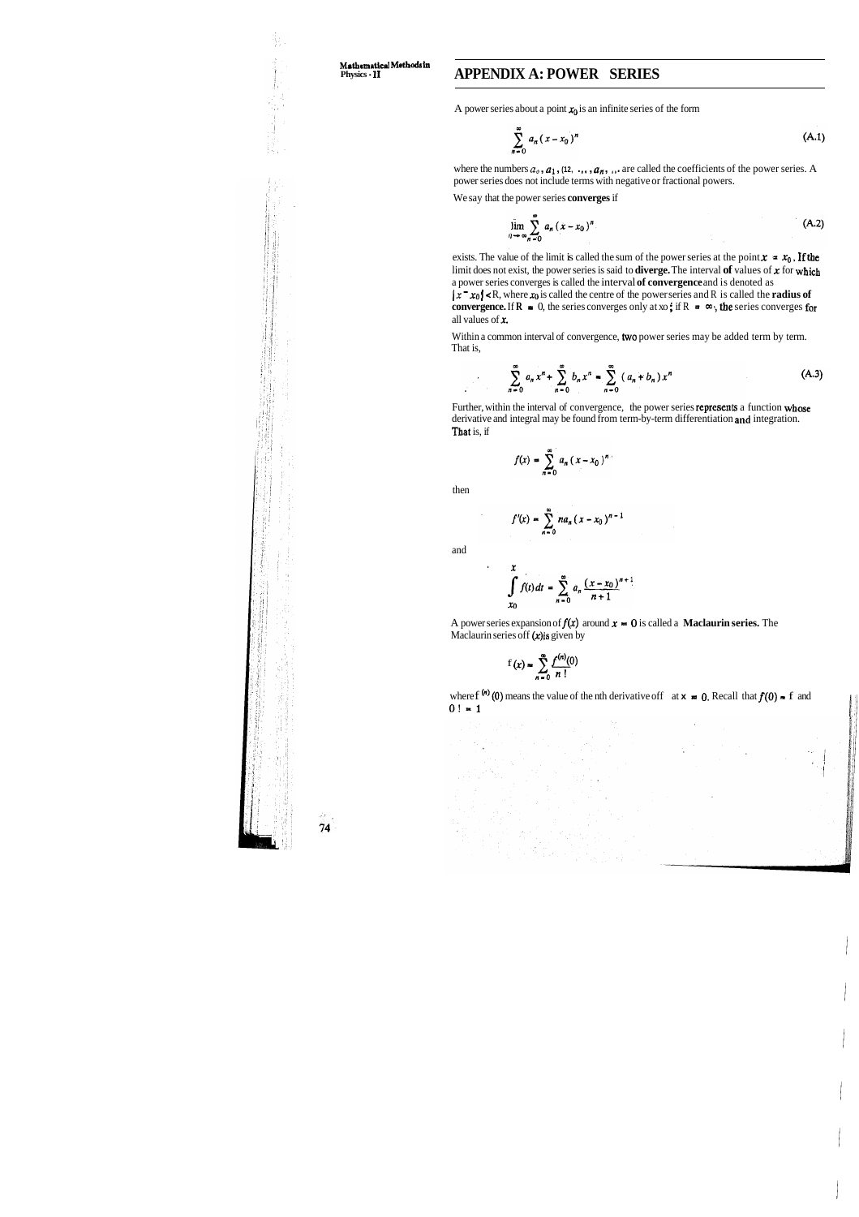# APPENDIX A: POWER SERIES

A power series about a point $x_0$ is an infinite series of the form

$$\sum_{n=0}^{\infty} a_n (x - x_0)^n \tag{A.1}$$

where the numbers $a_0, a_1, a_2, \ldots, a_n, \ldots$ are called the coefficients of the power series. A power series does not include terms with negative or fractional powers.

We say that the power series **converges** if

$$\lim_{N \to \infty} \sum_{n=0}^{N} a_n (x - x_0)^n \tag{A.2}$$

exists. The value of the limit is called the sum of the power series at the point $x = x_0$. If the limit does not exist, the power series is said to **diverge.** The interval of values of $x$ for which a power series converges is called the interval **of convergence** and is denoted as $|x - x_0| < R$, where $x_0$ is called the centre of the power series and R is called the **radius of convergence.** If $R = 0$, the series converges only at $x_0$; if $R = \infty$, the series converges for all values of $x$.

Within a common interval of convergence, two power series may be added term by term. That is,

$$\sum_{n=0}^{\infty} a_n x^n + \sum_{n=0}^{\infty} b_n x^n = \sum_{n=0}^{\infty} (a_n + b_n) x^n \tag{A.3}$$

Further, within the interval of convergence, the power series represents a function whose derivative and integral may be found from term-by-term differentiation and integration. That is, if

$$f(x) = \sum_{n=0}^{\infty} a_n (x - x_0)^n$$

then

$$f'(x) = \sum_{n=0}^{\infty} n a_n (x - x_0)^{n-1}$$

and

$$\int_{x_0}^{x} f(t)\, dt = \sum_{n=0}^{\infty} a_n \frac{(x - x_0)^{n+1}}{n+1}$$

A power series expansion of $f(x)$ around $x = 0$ is called a **Maclaurin series.** The Maclaurin series of $f(x)$ is given by

$$f(x) = \sum_{n=0}^{\infty} \frac{f^{(n)}(0)}{n!}$$

where $f^{(n)}(0)$ means the value of the nth derivative of f at $x = 0$. Recall that $f(0) = f$ and $0! = 1$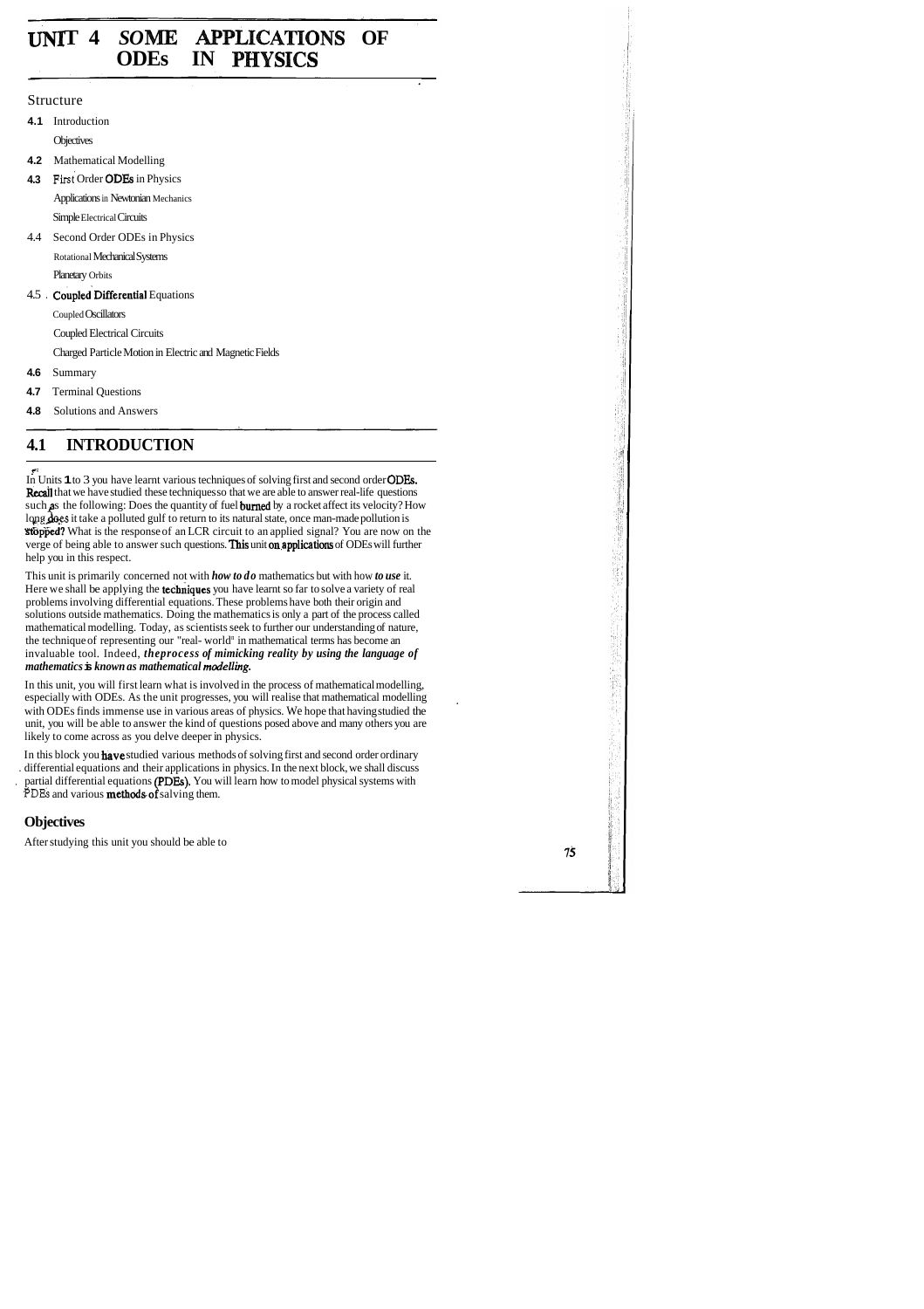# UNIT 4 SOME APPLICATIONS OF ODEs IN PHYSICS

## Structure

**4.1** Introduction

Objectives

**4.2** Mathematical Modelling

**4.3** First Order ODEs in Physics

Applications in Newtonian Mechanics

Simple Electrical Circuits

4.4 Second Order ODEs in Physics

Rotational Mechanical Systems

Planetary Orbits

4.5 Coupled Differential Equations

Coupled Oscillators

Coupled Electrical Circuits

Charged Particle Motion in Electric and Magnetic Fields

**4.6** Summary

**4.7** Terminal Questions

**4.8** Solutions and Answers

## 4.1 INTRODUCTION

In Units 1 to 3 you have learnt various techniques of solving first and second order ODEs. Recall that we have studied these techniques so that we are able to answer real-life questions such as the following: Does the quantity of fuel burned by a rocket affect its velocity? How long does it take a polluted gulf to return to its natural state, once man-made pollution is stopped? What is the response of an LCR circuit to an applied signal? You are now on the verge of being able to answer such questions. This unit on applications of ODEs will further help you in this respect.

This unit is primarily concerned not with ***how to do*** mathematics but with how ***to use*** it. Here we shall be applying the techniques you have learnt so far to solve a variety of real problems involving differential equations. These problems have both their origin and solutions outside mathematics. Doing the mathematics is only a part of the process called mathematical modelling. Today, as scientists seek to further our understanding of nature, the technique of representing our "real- world" in mathematical terms has become an invaluable tool. Indeed, ***the process of mimicking reality by using the language of mathematics is known as mathematical modelling.***

In this unit, you will first learn what is involved in the process of mathematical modelling, especially with ODEs. As the unit progresses, you will realise that mathematical modelling with ODEs finds immense use in various areas of physics. We hope that having studied the unit, you will be able to answer the kind of questions posed above and many others you are likely to come across as you delve deeper in physics.

In this block you have studied various methods of solving first and second order ordinary differential equations and their applications in physics. In the next block, we shall discuss partial differential equations (PDEs). You will learn how to model physical systems with PDEs and various methods of solving them.

### Objectives

After studying this unit you should be able to